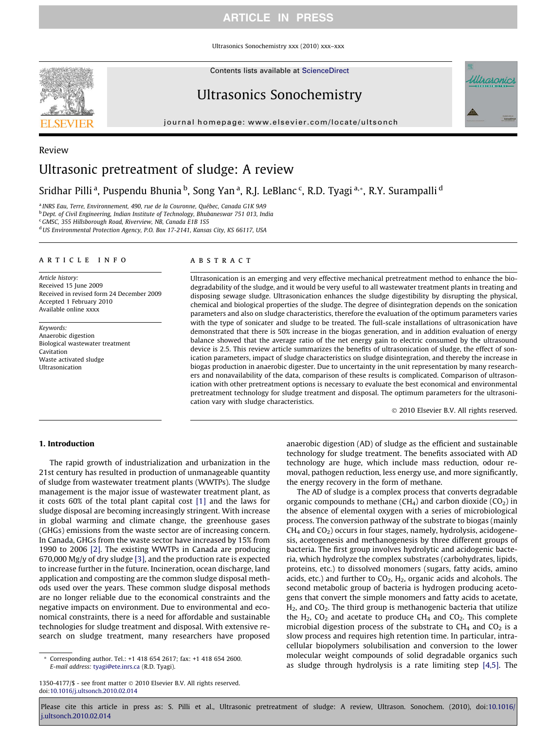Review

# Ultrasonic pretreatment of sludge: A review

Sridhar Pilli [a], Puspendu Bhunia [b], Song Yan [a], R.J. LeBlanc [c], R.D. Tyagi [a,*], R.Y. Surampalli [d]

[a] INRS Eau, Terre, Environnement, 490, rue de la Couronne, Québec, Canada G1K 9A9
[b] Dept. of Civil Engineering, Indian Institute of Technology, Bhubaneswar 751 013, India
[c] GMSC, 355 Hillsborough Road, Riverview, NB, Canada E1B 1S5
[d] US Environmental Protection Agency, P.O. Box 17-2141, Kansas City, KS 66117, USA

**ARTICLE INFO**

*Article history:*
Received 15 June 2009
Received in revised form 24 December 2009
Accepted 1 February 2010
Available online xxxx

*Keywords:*
Anaerobic digestion
Biological wastewater treatment
Cavitation
Waste activated sludge
Ultrasonication

**ABSTRACT**

Ultrasonication is an emerging and very effective mechanical pretreatment method to enhance the biodegradability of the sludge, and it would be very useful to all wastewater treatment plants in treating and disposing sewage sludge. Ultrasonication enhances the sludge digestibility by disrupting the physical, chemical and biological properties of the sludge. The degree of disintegration depends on the sonication parameters and also on sludge characteristics, therefore the evaluation of the optimum parameters varies with the type of sonicater and sludge to be treated. The full-scale installations of ultrasonication have demonstrated that there is 50% increase in the biogas generation, and in addition evaluation of energy balance showed that the average ratio of the net energy gain to electric consumed by the ultrasound device is 2.5. This review article summarizes the benefits of ultrasonication of sludge, the effect of sonication parameters, impact of sludge characteristics on sludge disintegration, and thereby the increase in biogas production in anaerobic digester. Due to uncertainty in the unit representation by many researchers and nonavailability of the data, comparison of these results is complicated. Comparison of ultrasonication with other pretreatment options is necessary to evaluate the best economical and environmental pretreatment technology for sludge treatment and disposal. The optimum parameters for the ultrasonication vary with sludge characteristics.

© 2010 Elsevier B.V. All rights reserved.

## 1. Introduction

The rapid growth of industrialization and urbanization in the 21st century has resulted in production of unmanageable quantity of sludge from wastewater treatment plants (WWTPs). The sludge management is the major issue of wastewater treatment plant, as it costs 60% of the total plant capital cost [1] and the laws for sludge disposal are becoming increasingly stringent. With increase in global warming and climate change, the greenhouse gases (GHGs) emissions from the waste sector are of increasing concern. In Canada, GHGs from the waste sector have increased by 15% from 1990 to 2006 [2]. The existing WWTPs in Canada are producing 670,000 Mg/y of dry sludge [3], and the production rate is expected to increase further in the future. Incineration, ocean discharge, land application and composting are the common sludge disposal methods used over the years. These common sludge disposal methods are no longer reliable due to the economical constraints and the negative impacts on environment. Due to environmental and economical constraints, there is a need for affordable and sustainable technologies for sludge treatment and disposal. With extensive research on sludge treatment, many researchers have proposed anaerobic digestion (AD) of sludge as the efficient and sustainable technology for sludge treatment. The benefits associated with AD technology are huge, which include mass reduction, odour removal, pathogen reduction, less energy use, and more significantly, the energy recovery in the form of methane.

The AD of sludge is a complex process that converts degradable organic compounds to methane ($CH_4$) and carbon dioxide ($CO_2$) in the absence of elemental oxygen with a series of microbiological process. The conversion pathway of the substrate to biogas (mainly $CH_4$ and $CO_2$) occurs in four stages, namely, hydrolysis, acidogenesis, acetogenesis and methanogenesis by three different groups of bacteria. The first group involves hydrolytic and acidogenic bacteria, which hydrolyze the complex substrates (carbohydrates, lipids, proteins, etc.) to dissolved monomers (sugars, fatty acids, amino acids, etc.) and further to $CO_2$, $H_2$, organic acids and alcohols. The second metabolic group of bacteria is hydrogen producing acetogens that convert the simple monomers and fatty acids to acetate, $H_2$, and $CO_2$. The third group is methanogenic bacteria that utilize the $H_2$, $CO_2$ and acetate to produce $CH_4$ and $CO_2$. This complete microbial digestion process of the substrate to $CH_4$ and $CO_2$ is a slow process and requires high retention time. In particular, intracellular biopolymers solubilisation and conversion to the lower molecular weight compounds of solid degradable organics such as sludge through hydrolysis is a rate limiting step [4,5]. The

\* Corresponding author. Tel.: +1 418 654 2617; fax: +1 418 654 2600.
*E-mail address:* tyagi@ete.inrs.ca (R.D. Tyagi).

1350-4177/$ - see front matter © 2010 Elsevier B.V. All rights reserved.
doi:10.1016/j.ultsonch.2010.02.014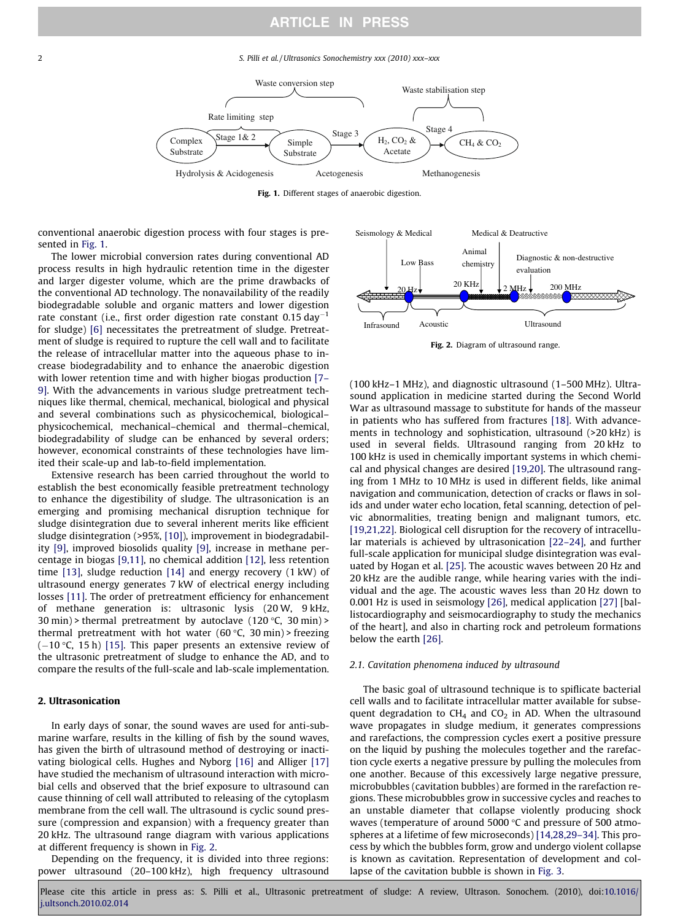Fig. 1. Different stages of anaerobic digestion.

conventional anaerobic digestion process with four stages is presented in Fig. 1.

The lower microbial conversion rates during conventional AD process results in high hydraulic retention time in the digester and larger digester volume, which are the prime drawbacks of the conventional AD technology. The nonavailability of the readily biodegradable soluble and organic matters and lower digestion rate constant (i.e., first order digestion rate constant 0.15 $day^{-1}$ for sludge) [6] necessitates the pretreatment of sludge. Pretreatment of sludge is required to rupture the cell wall and to facilitate the release of intracellular matter into the aqueous phase to increase biodegradability and to enhance the anaerobic digestion with lower retention time and with higher biogas production [7–9]. With the advancements in various sludge pretreatment techniques like thermal, chemical, mechanical, biological and physical and several combinations such as physicochemical, biological–physicochemical, mechanical–chemical and thermal–chemical, biodegradability of sludge can be enhanced by several orders; however, economical constraints of these technologies have limited their scale-up and lab-to-field implementation.

Extensive research has been carried throughout the world to establish the best economically feasible pretreatment technology to enhance the digestibility of sludge. The ultrasonication is an emerging and promising mechanical disruption technique for sludge disintegration due to several inherent merits like efficient sludge disintegration (>95%, [10]), improvement in biodegradability [9], improved biosolids quality [9], increase in methane percentage in biogas [9,11], no chemical addition [12], less retention time [13], sludge reduction [14] and energy recovery (1 kW) of ultrasound energy generates 7 kW of electrical energy including losses [11]. The order of pretreatment efficiency for enhancement of methane generation is: ultrasonic lysis (20 W, 9 kHz, 30 min) > thermal pretreatment by autoclave (120 °C, 30 min) > thermal pretreatment with hot water (60 °C, 30 min) > freezing (−10 °C, 15 h) [15]. This paper presents an extensive review of the ultrasonic pretreatment of sludge to enhance the AD, and to compare the results of the full-scale and lab-scale implementation.

## 2. Ultrasonication

In early days of sonar, the sound waves are used for anti-submarine warfare, results in the killing of fish by the sound waves, has given the birth of ultrasound method of destroying or inactivating biological cells. Hughes and Nyborg [16] and Alliger [17] have studied the mechanism of ultrasound interaction with microbial cells and observed that the brief exposure to ultrasound can cause thinning of cell wall attributed to releasing of the cytoplasm membrane from the cell wall. The ultrasound is cyclic sound pressure (compression and expansion) with a frequency greater than 20 kHz. The ultrasound range diagram with various applications at different frequency is shown in Fig. 2.

Depending on the frequency, it is divided into three regions: power ultrasound (20–100 kHz), high frequency ultrasound (100 kHz–1 MHz), and diagnostic ultrasound (1–500 MHz). Ultrasound application in medicine started during the Second World War as ultrasound massage to substitute for hands of the masseur in patients who has suffered from fractures [18]. With advancements in technology and sophistication, ultrasound (>20 kHz) is used in several fields. Ultrasound ranging from 20 kHz to 100 kHz is used in chemically important systems in which chemical and physical changes are desired [19,20]. The ultrasound ranging from 1 MHz to 10 MHz is used in different fields, like animal navigation and communication, detection of cracks or flaws in solids and under water echo location, fetal scanning, detection of pelvic abnormalities, treating benign and malignant tumors, etc. [19,21,22]. Biological cell disruption for the recovery of intracellular materials is achieved by ultrasonication [22–24], and further full-scale application for municipal sludge disintegration was evaluated by Hogan et al. [25]. The acoustic waves between 20 Hz and 20 kHz are the audible range, while hearing varies with the individual and the age. The acoustic waves less than 20 Hz down to 0.001 Hz is used in seismology [26], medical application [27] [ballistocardiography and seismocardiography to study the mechanics of the heart], and also in charting rock and petroleum formations below the earth [26].

Fig. 2. Diagram of ultrasound range.

### 2.1. Cavitation phenomena induced by ultrasound

The basic goal of ultrasound technique is to spificate bacterial cell walls and to facilitate intracellular matter available for subsequent degradation to $CH_4$ and $CO_2$ in AD. When the ultrasound wave propagates in sludge medium, it generates compressions and rarefactions, the compression cycles exert a positive pressure on the liquid by pushing the molecules together and the rarefaction cycle exerts a negative pressure by pulling the molecules from one another. Because of this excessively large negative pressure, microbubbles (cavitation bubbles) are formed in the rarefaction regions. These microbubbles grow in successive cycles and reaches to an unstable diameter that collapse violently producing shock waves (temperature of around 5000 °C and pressure of 500 atmospheres at a lifetime of few microseconds) [14,28,29–34]. This process by which the bubbles form, grow and undergo violent collapse is known as cavitation. Representation of development and collapse of the cavitation bubble is shown in Fig. 3.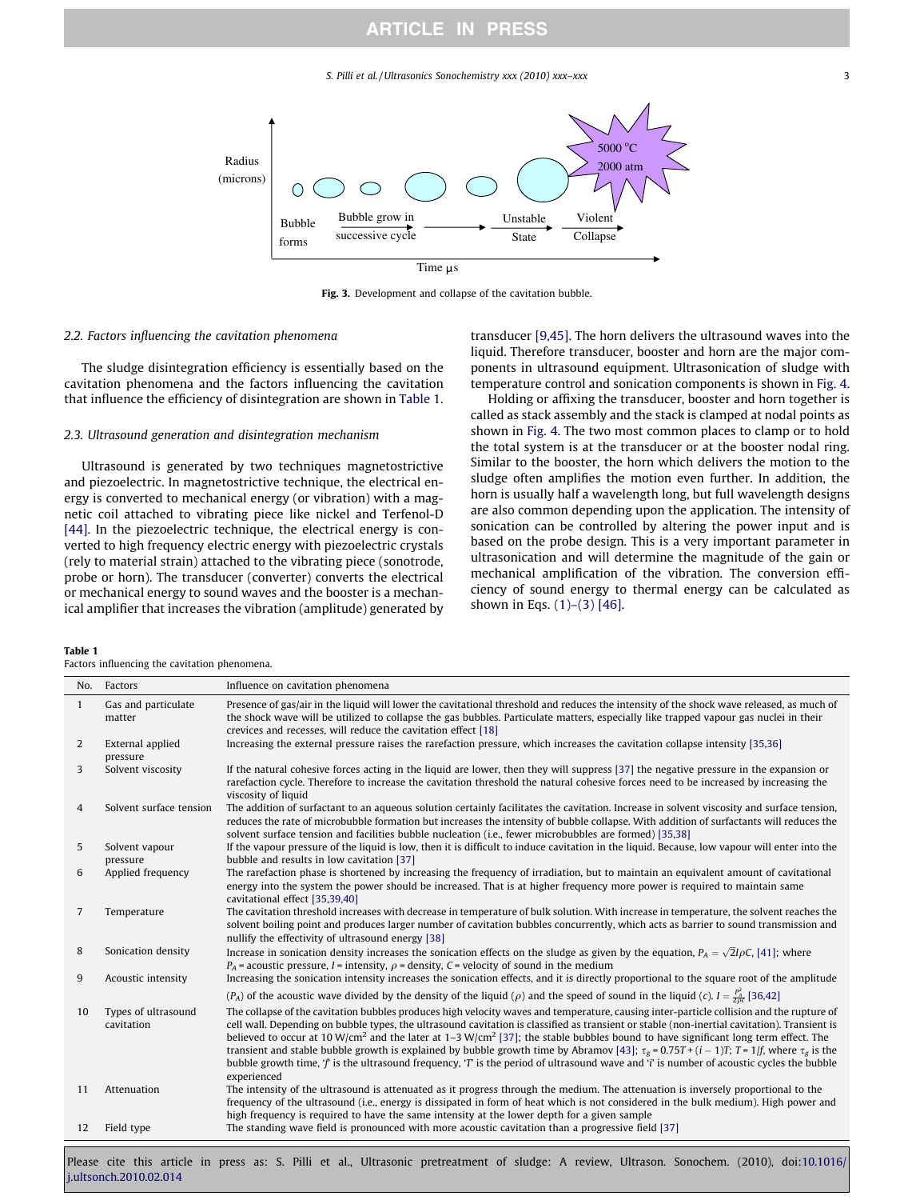Fig. 3. Development and collapse of the cavitation bubble.

### 2.2. Factors influencing the cavitation phenomena

The sludge disintegration efficiency is essentially based on the cavitation phenomena and the factors influencing the cavitation that influence the efficiency of disintegration are shown in Table 1.

### 2.3. Ultrasound generation and disintegration mechanism

Ultrasound is generated by two techniques magnetostrictive and piezoelectric. In magnetostrictive technique, the electrical energy is converted to mechanical energy (or vibration) with a magnetic coil attached to vibrating piece like nickel and Terfenol-D [44]. In the piezoelectric technique, the electrical energy is converted to high frequency electric energy with piezoelectric crystals (rely to material strain) attached to the vibrating piece (sonotrode, probe or horn). The transducer (converter) converts the electrical or mechanical energy to sound waves and the booster is a mechanical amplifier that increases the vibration (amplitude) generated by transducer [9,45]. The horn delivers the ultrasound waves into the liquid. Therefore transducer, booster and horn are the major components in ultrasound equipment. Ultrasonication of sludge with temperature control and sonication components is shown in Fig. 4.

Holding or affixing the transducer, booster and horn together is called as stack assembly and the stack is clamped at nodal points as shown in Fig. 4. The two most common places to clamp or to hold the total system is at the transducer or at the booster nodal ring. Similar to the booster, the horn which delivers the motion to the sludge often amplifies the motion even further. In addition, the horn is usually half a wavelength long, but full wavelength designs are also common depending upon the application. The intensity of sonication can be controlled by altering the power input and is based on the probe design. This is a very important parameter in ultrasonication and will determine the magnitude of the gain or mechanical amplification of the vibration. The conversion efficiency of sound energy to thermal energy can be calculated as shown in Eqs. (1)–(3) [46].

**Table 1**
Factors influencing the cavitation phenomena.

| No. | Factors | Influence on cavitation phenomena |
|---|---|---|
| 1 | Gas and particulate matter | Presence of gas/air in the liquid will lower the cavitational threshold and reduces the intensity of the shock wave released, as much of the shock wave will be utilized to collapse the gas bubbles. Particulate matters, especially like trapped vapour gas nuclei in their crevices and recesses, will reduce the cavitation effect [18] |
| 2 | External applied pressure | Increasing the external pressure raises the rarefaction pressure, which increases the cavitation collapse intensity [35,36] |
| 3 | Solvent viscosity | If the natural cohesive forces acting in the liquid are lower, then they will suppress [37] the negative pressure in the expansion or rarefaction cycle. Therefore to increase the cavitation threshold the natural cohesive forces need to be increased by increasing the viscosity of liquid |
| 4 | Solvent surface tension | The addition of surfactant to an aqueous solution certainly facilitates the cavitation. Increase in solvent viscosity and surface tension, reduces the rate of microbubble formation but increases the intensity of bubble collapse. With addition of surfactants will reduces the solvent surface tension and facilities bubble nucleation (i.e., fewer microbubbles are formed) [35,38] |
| 5 | Solvent vapour pressure | If the vapour pressure of the liquid is low, then it is difficult to induce cavitation in the liquid. Because, low vapour will enter into the bubble and results in low cavitation [37] |
| 6 | Applied frequency | The rarefaction phase is shortened by increasing the frequency of irradiation, but to maintain an equivalent amount of cavitational energy into the system the power should be increased. That is at higher frequency more power is required to maintain same cavitational effect [35,39,40] |
| 7 | Temperature | The cavitation threshold increases with decrease in temperature of bulk solution. With increase in temperature, the solvent reaches the solvent boiling point and produces larger number of cavitation bubbles concurrently, which acts as barrier to sound transmission and nullify the effectivity of ultrasound energy [38] |
| 8 | Sonication density | Increase in sonication density increases the sonication effects on the sludge as given by the equation, $P_A = \sqrt{2I\rho C}$, [41]; where $P_A$ = acoustic pressure, $I$ = intensity, $\rho$ = density, $C$ = velocity of sound in the medium |
| 9 | Acoustic intensity | Increasing the sonication intensity increases the sonication effects, and it is directly proportional to the square root of the amplitude ($P_A$) of the acoustic wave divided by the density of the liquid ($\rho$) and the speed of sound in the liquid ($c$). $I = \frac{P_A^2}{2\rho c}$ [36,42] |
| 10 | Types of ultrasound cavitation | The collapse of the cavitation bubbles produces high velocity waves and temperature, causing inter-particle collision and the rupture of cell wall. Depending on bubble types, the ultrasound cavitation is classified as transient or stable (non-inertial cavitation). Transient is believed to occur at 10 W/cm$^2$ and the later at 1–3 W/cm$^2$ [37]; the stable bubbles bound to have significant long term effect. The transient and stable bubble growth is explained by bubble growth time by Abramov [43]; $\tau_g = 0.75T + (i - 1)T$; $T = 1/f$, where $\tau_g$ is the bubble growth time, '$f$' is the ultrasound frequency, '$T$' is the period of ultrasound wave and '$i$' is number of acoustic cycles the bubble experienced |
| 11 | Attenuation | The intensity of the ultrasound is attenuated as it progress through the medium. The attenuation is inversely proportional to the frequency of the ultrasound (i.e., energy is dissipated in form of heat which is not considered in the bulk medium). High power and high frequency is required to have the same intensity at the lower depth for a given sample |
| 12 | Field type | The standing wave field is pronounced with more acoustic cavitation than a progressive field [37] |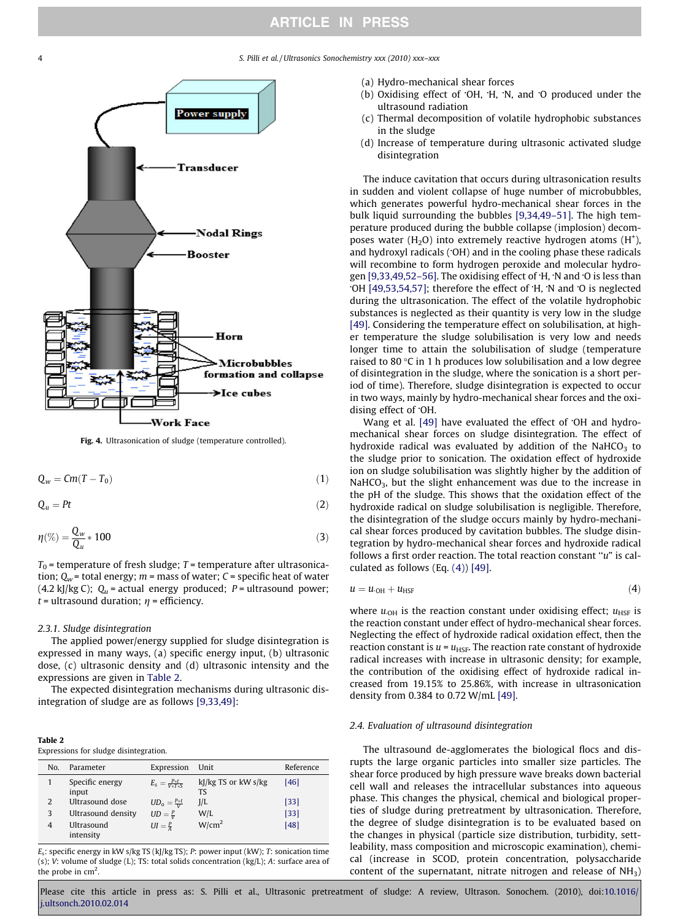Fig. 4. Ultrasonication of sludge (temperature controlled).

$$Q_w = Cm(T - T_0) \tag{1}$$

$$Q_u = Pt \tag{2}$$

$$\eta(\%) = \frac{Q_w}{Q_u} * 100 \tag{3}$$

$T_0$ = temperature of fresh sludge; $T$ = temperature after ultrasonication; $Q_w$ = total energy; $m$ = mass of water; $C$ = specific heat of water (4.2 kJ/kg C); $Q_u$ = actual energy produced; $P$ = ultrasound power; $t$ = ultrasound duration; $\eta$ = efficiency.

### 2.3.1. Sludge disintegration

The applied power/energy supplied for sludge disintegration is expressed in many ways, (a) specific energy input, (b) ultrasonic dose, (c) ultrasonic density and (d) ultrasonic intensity and the expressions are given in Table 2.

The expected disintegration mechanisms during ultrasonic disintegration of sludge are as follows [9,33,49]:

**Table 2**
Expressions for sludge disintegration.

| No. | Parameter | Expression | Unit | Reference |
|---|---|---|---|---|
| 1 | Specific energy input | $E_s = \frac{P*t}{V*TS}$ | kJ/kg TS or kW s/kg TS | [46] |
| 2 | Ultrasound dose | $UD_o = \frac{P*t}{V}$ | J/L | [33] |
| 3 | Ultrasound density | $UD = \frac{P}{V}$ | W/L | [33] |
| 4 | Ultrasound intensity | $UI = \frac{P}{A}$ | W/cm$^2$ | [48] |

$E_s$: specific energy in kW s/kg TS (kJ/kg TS); $P$: power input (kW); $T$: sonication time (s); $V$: volume of sludge (L); TS: total solids concentration (kg/L); $A$: surface area of the probe in cm$^2$.

(a) Hydro-mechanical shear forces
(b) Oxidising effect of ·OH, ·H, ·N, and ·O produced under the ultrasound radiation
(c) Thermal decomposition of volatile hydrophobic substances in the sludge
(d) Increase of temperature during ultrasonic activated sludge disintegration

The induce cavitation that occurs during ultrasonication results in sudden and violent collapse of huge number of microbubbles, which generates powerful hydro-mechanical shear forces in the bulk liquid surrounding the bubbles [9,34,49–51]. The high temperature produced during the bubble collapse (implosion) decomposes water ($H_2O$) into extremely reactive hydrogen atoms ($H^+$), and hydroxyl radicals (·OH) and in the cooling phase these radicals will recombine to form hydrogen peroxide and molecular hydrogen [9,33,49,52–56]. The oxidising effect of ·H, ·N and ·O is less than ·OH [49,53,54,57]; therefore the effect of ·H, ·N and ·O is neglected during the ultrasonication. The effect of the volatile hydrophobic substances is neglected as their quantity is very low in the sludge [49]. Considering the temperature effect on solubilisation, at higher temperature the sludge solubilisation is very low and needs longer time to attain the solubilisation of sludge (temperature raised to 80 °C in 1 h produces low solubilisation and a low degree of disintegration in the sludge, where the sonication is a short period of time). Therefore, sludge disintegration is expected to occur in two ways, mainly by hydro-mechanical shear forces and the oxidising effect of ·OH.

Wang et al. [49] have evaluated the effect of ·OH and hydro-mechanical shear forces on sludge disintegration. The effect of hydroxide radical was evaluated by addition of the $NaHCO_3$ to the sludge prior to sonication. The oxidation effect of hydroxide ion on sludge solubilisation was slightly higher by the addition of $NaHCO_3$, but the slight enhancement was due to the increase in the pH of the sludge. This shows that the oxidation effect of the hydroxide radical on sludge solubilisation is negligible. Therefore, the disintegration of the sludge occurs mainly by hydro-mechanical shear forces produced by cavitation bubbles. The sludge disintegration by hydro-mechanical shear forces and hydroxide radical follows a first order reaction. The total reaction constant "$u$" is calculated as follows (Eq. (4)) [49].

$$u = u_{\cdot OH} + u_{HSF} \tag{4}$$

where $u_{\cdot OH}$ is the reaction constant under oxidising effect; $u_{HSF}$ is the reaction constant under effect of hydro-mechanical shear forces. Neglecting the effect of hydroxide radical oxidation effect, then the reaction constant is $u = u_{HSF}$. The reaction rate constant of hydroxide radical increases with increase in ultrasonic density; for example, the contribution of the oxidising effect of hydroxide radical increased from 19.15% to 25.86%, with increase in ultrasonication density from 0.384 to 0.72 W/mL [49].

### 2.4. Evaluation of ultrasound disintegration

The ultrasound de-agglomerates the biological flocs and disrupts the large organic particles into smaller size particles. The shear force produced by high pressure wave breaks down bacterial cell wall and releases the intracellular substances into aqueous phase. This changes the physical, chemical and biological properties of sludge during pretreatment by ultrasonication. Therefore, the degree of sludge disintegration is to be evaluated based on the changes in physical (particle size distribution, turbidity, settleability, mass composition and microscopic examination), chemical (increase in SCOD, protein concentration, polysaccharide content of the supernatant, nitrate nitrogen and release of $NH_3$)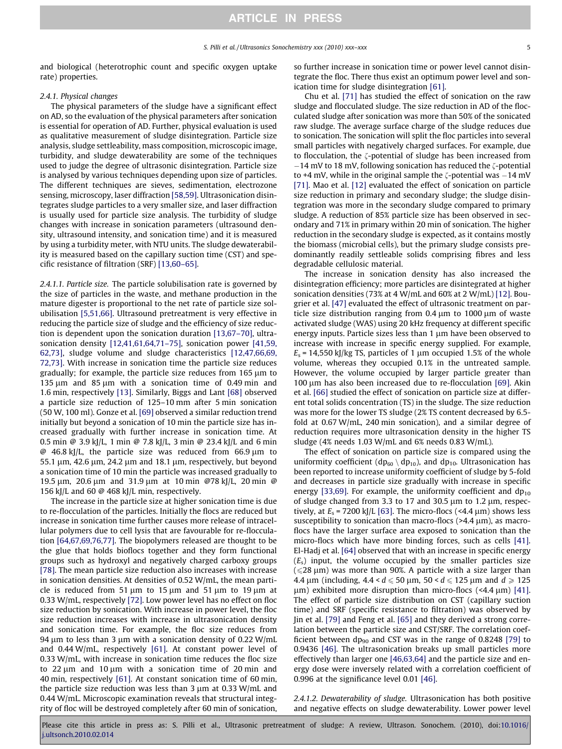and biological (heterotrophic count and specific oxygen uptake rate) properties.

#### 2.4.1. Physical changes

The physical parameters of the sludge have a significant effect on AD, so the evaluation of the physical parameters after sonication is essential for operation of AD. Further, physical evaluation is used as qualitative measurement of sludge disintegration. Particle size analysis, sludge settleability, mass composition, microscopic image, turbidity, and sludge dewaterability are some of the techniques used to judge the degree of ultrasonic disintegration. Particle size is analysed by various techniques depending upon size of particles. The different techniques are sieves, sedimentation, electrozone sensing, microscopy, laser diffraction [58,59]. Ultrasonication disintegrates sludge particles to a very smaller size, and laser diffraction is usually used for particle size analysis. The turbidity of sludge changes with increase in sonication parameters (ultrasound density, ultrasound intensity, and sonication time) and it is measured by using a turbidity meter, with NTU units. The sludge dewaterability is measured based on the capillary suction time (CST) and specific resistance of filtration (SRF) [13,60–65].

##### 2.4.1.1. Particle size.

The particle solubilisation rate is governed by the size of particles in the waste, and methane production in the mature digester is proportional to the net rate of particle size solubilisation [5,51,66]. Ultrasound pretreatment is very effective in reducing the particle size of sludge and the efficiency of size reduction is dependent upon the sonication duration [13,67–70], ultrasonication density [12,41,61,64,71–75], sonication power [41,59,62,73], sludge volume and sludge characteristics [12,47,66,69,72,73]. With increase in sonication time the particle size reduces gradually; for example, the particle size reduces from 165 μm to 135 μm and 85 μm with a sonication time of 0.49 min and 1.6 min, respectively [13]. Similarly, Biggs and Lant [68] observed a particle size reduction of 125–10 mm after 5 min sonication (50 W, 100 ml). Gonze et al. [69] observed a similar reduction trend initially but beyond a sonication of 10 min the particle size has increased gradually with further increase in sonication time. At 0.5 min @ 3.9 kJ/L, 1 min @ 7.8 kJ/L, 3 min @ 23.4 kJ/L and 6 min @ 46.8 kJ/L, the particle size was reduced from 66.9 μm to 55.1 μm, 42.6 μm, 24.2 μm and 18.1 μm, respectively, but beyond a sonication time of 10 min the particle was increased gradually to 19.5 μm, 20.6 μm and 31.9 μm at 10 min @78 kJ/L, 20 min @ 156 kJ/L and 60 @ 468 kJ/L min, respectively.

The increase in the particle size at higher sonication time is due to re-flocculation of the particles. Initially the flocs are reduced but increase in sonication time further causes more release of intracellular polymers due to cell lysis that are favourable for re-flocculation [64,67,69,76,77]. The biopolymers released are thought to be the glue that holds bioflocs together and they form functional groups such as hydroxyl and negatively charged carboxy groups [78]. The mean particle size reduction also increases with increase in sonication densities. At densities of 0.52 W/mL, the mean particle is reduced from 51 μm to 15 μm and 51 μm to 19 μm at 0.33 W/mL, respectively [72]. Low power level has no effect on floc size reduction by sonication. With increase in power level, the floc size reduction increases with increase in ultrasonication density and sonication time. For example, the floc size reduces from 94 μm to less than 3 μm with a sonication density of 0.22 W/mL and 0.44 W/mL, respectively [61]. At constant power level of 0.33 W/mL, with increase in sonication time reduces the floc size to 22 μm and 10 μm with a sonication time of 20 min and 40 min, respectively [61]. At constant sonication time of 60 min, the particle size reduction was less than 3 μm at 0.33 W/mL and 0.44 W/mL. Microscopic examination reveals that structural integrity of floc will be destroyed completely after 60 min of sonication, so further increase in sonication time or power level cannot disintegrate the floc. There thus exist an optimum power level and sonication time for sludge disintegration [61].

Chu et al. [71] has studied the effect of sonication on the raw sludge and flocculated sludge. The size reduction in AD of the flocculated sludge after sonication was more than 50% of the sonicated raw sludge. The average surface charge of the sludge reduces due to sonication. The sonication will split the floc particles into several small particles with negatively charged surfaces. For example, due to flocculation, the ζ-potential of sludge has been increased from −14 mV to 18 mV, following sonication has reduced the ζ-potential to +4 mV, while in the original sample the ζ-potential was −14 mV [71]. Mao et al. [12] evaluated the effect of sonication on particle size reduction in primary and secondary sludge; the sludge disintegration was more in the secondary sludge compared to primary sludge. A reduction of 85% particle size has been observed in secondary and 71% in primary within 20 min of sonication. The higher reduction in the secondary sludge is expected, as it contains mostly the biomass (microbial cells), but the primary sludge consists predominantly readily settleable solids comprising fibres and less degradable cellulosic material.

The increase in sonication density has also increased the disintegration efficiency; more particles are disintegrated at higher sonication densities (73% at 4 W/mL and 60% at 2 W/mL) [12]. Bougrier et al. [47] evaluated the effect of ultrasonic treatment on particle size distribution ranging from 0.4 μm to 1000 μm of waste activated sludge (WAS) using 20 kHz frequency at different specific energy inputs. Particle sizes less than 1 μm have been observed to increase with increase in specific energy supplied. For example, $E_s$ = 14,550 kJ/kg TS, particles of 1 μm occupied 1.5% of the whole volume, whereas they occupied 0.1% in the untreated sample. However, the volume occupied by larger particle greater than 100 μm has also been increased due to re-flocculation [69]. Akin et al. [66] studied the effect of sonication on particle size at different total solids concentration (TS) in the sludge. The size reduction was more for the lower TS sludge (2% TS content decreased by 6.5-fold at 0.67 W/mL, 240 min sonication), and a similar degree of reduction requires more ultrasonication density in the higher TS sludge (4% needs 1.03 W/mL and 6% needs 0.83 W/mL).

The effect of sonication on particle size is compared using the uniformity coefficient ($dp_{60} \setminus dp_{10}$), and $dp_{10}$. Ultrasonication has been reported to increase uniformity coefficient of sludge by 5-fold and decreases in particle size gradually with increase in specific energy [33,69]. For example, the uniformity coefficient and $dp_{10}$ of sludge changed from 3.3 to 17 and 30.5 μm to 1.2 μm, respectively, at $E_s$ = 7200 kJ/L [63]. The micro-flocs (<4.4 μm) shows less susceptibility to sonication than macro-flocs (>4.4 μm), as macro-flocs have the larger surface area exposed to sonication than the micro-flocs which have more binding forces, such as cells [41]. El-Hadj et al. [64] observed that with an increase in specific energy ($E_s$) input, the volume occupied by the smaller particles size (⩽28 μm) was more than 90%. A particle with a size larger than 4.4 μm (including, 4.4 < $d$ ⩽ 50 μm, 50 < $d$ ⩽ 125 μm and $d$ ⩾ 125 μm) exhibited more disruption than micro-flocs (<4.4 μm) [41]. The effect of particle size distribution on CST (capillary suction time) and SRF (specific resistance to filtration) was observed by Jin et al. [79] and Feng et al. [65] and they derived a strong correlation between the particle size and CST/SRF. The correlation coefficient between $dp_{90}$ and CST was in the range of 0.8248 [79] to 0.9436 [46]. The ultrasonication breaks up small particles more effectively than larger one [46,63,64] and the particle size and energy dose were inversely related with a correlation coefficient of 0.996 at the significance level 0.01 [46].

##### 2.4.1.2. Dewaterability of sludge.

Ultrasonication has both positive and negative effects on sludge dewaterability. Lower power level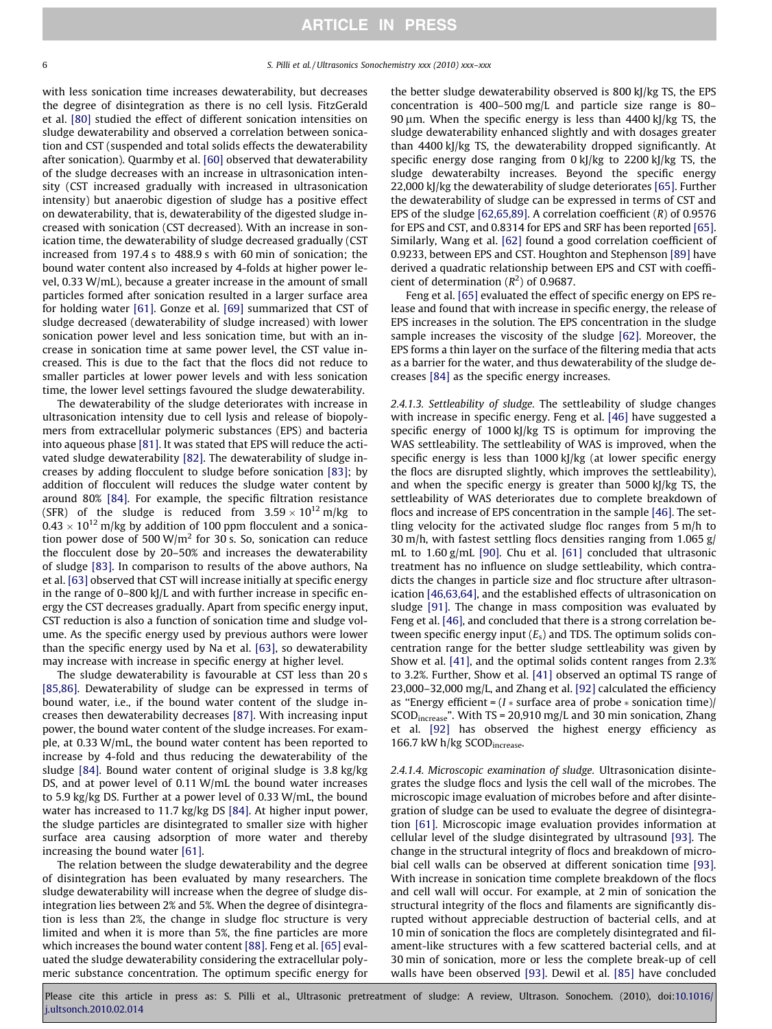with less sonication time increases dewaterability, but decreases the degree of disintegration as there is no cell lysis. FitzGerald et al. [80] studied the effect of different sonication intensities on sludge dewaterability and observed a correlation between sonication and CST (suspended and total solids effects the dewaterability after sonication). Quarmby et al. [60] observed that dewaterability of the sludge decreases with an increase in ultrasonication intensity (CST increased gradually with increased in ultrasonication intensity) but anaerobic digestion of sludge has a positive effect on dewaterability, that is, dewaterability of the digested sludge increased with sonication (CST decreased). With an increase in sonication time, the dewaterability of sludge decreased gradually (CST increased from 197.4 s to 488.9 s with 60 min of sonication; the bound water content also increased by 4-folds at higher power level, 0.33 W/mL), because a greater increase in the amount of small particles formed after sonication resulted in a larger surface area for holding water [61]. Gonze et al. [69] summarized that CST of sludge decreased (dewaterability of sludge increased) with lower sonication power level and less sonication time, but with an increase in sonication time at same power level, the CST value increased. This is due to the fact that the flocs did not reduce to smaller particles at lower power levels and with less sonication time, the lower level settings favoured the sludge dewaterability.

The dewaterability of the sludge deteriorates with increase in ultrasonication intensity due to cell lysis and release of biopolymers from extracellular polymeric substances (EPS) and bacteria into aqueous phase [81]. It was stated that EPS will reduce the activated sludge dewaterability [82]. The dewaterability of sludge increases by adding flocculent to sludge before sonication [83]; by addition of flocculent will reduces the sludge water content by around 80% [84]. For example, the specific filtration resistance (SFR) of the sludge is reduced from $3.59 \times 10^{12}$ m/kg to $0.43 \times 10^{12}$ m/kg by addition of 100 ppm flocculent and a sonication power dose of 500 W/m$^2$ for 30 s. So, sonication can reduce the flocculent dose by 20–50% and increases the dewaterability of sludge [83]. In comparison to results of the above authors, Na et al. [63] observed that CST will increase initially at specific energy in the range of 0–800 kJ/L and with further increase in specific energy the CST decreases gradually. Apart from specific energy input, CST reduction is also a function of sonication time and sludge volume. As the specific energy used by previous authors were lower than the specific energy used by Na et al. [63], so dewaterability may increase with increase in specific energy at higher level.

The sludge dewaterability is favourable at CST less than 20 s [85,86]. Dewaterability of sludge can be expressed in terms of bound water, i.e., if the bound water content of the sludge increases then dewaterability decreases [87]. With increasing input power, the bound water content of the sludge increases. For example, at 0.33 W/mL, the bound water content has been reported to increase by 4-fold and thus reducing the dewaterability of the sludge [84]. Bound water content of original sludge is 3.8 kg/kg DS, and at power level of 0.11 W/mL the bound water increases to 5.9 kg/kg DS. Further at a power level of 0.33 W/mL, the bound water has increased to 11.7 kg/kg DS [84]. At higher input power, the sludge particles are disintegrated to smaller size with higher surface area causing adsorption of more water and thereby increasing the bound water [61].

The relation between the sludge dewaterability and the degree of disintegration has been evaluated by many researchers. The sludge dewaterability will increase when the degree of sludge disintegration lies between 2% and 5%. When the degree of disintegration is less than 2%, the change in sludge floc structure is very limited and when it is more than 5%, the fine particles are more which increases the bound water content [88]. Feng et al. [65] evaluated the sludge dewaterability considering the extracellular polymeric substance concentration. The optimum specific energy for the better sludge dewaterability observed is 800 kJ/kg TS, the EPS concentration is 400–500 mg/L and particle size range is 80–90 μm. When the specific energy is less than 4400 kJ/kg TS, the sludge dewaterability enhanced slightly and with dosages greater than 4400 kJ/kg TS, the dewaterability dropped significantly. At specific energy dose ranging from 0 kJ/kg to 2200 kJ/kg TS, the sludge dewaterabilty increases. Beyond the specific energy 22,000 kJ/kg the dewaterability of sludge deteriorates [65]. Further the dewaterability of sludge can be expressed in terms of CST and EPS of the sludge [62,65,89]. A correlation coefficient ($R$) of 0.9576 for EPS and CST, and 0.8314 for EPS and SRF has been reported [65]. Similarly, Wang et al. [62] found a good correlation coefficient of 0.9233, between EPS and CST. Houghton and Stephenson [89] have derived a quadratic relationship between EPS and CST with coefficient of determination ($R^2$) of 0.9687.

Feng et al. [65] evaluated the effect of specific energy on EPS release and found that with increase in specific energy, the release of EPS increases in the solution. The EPS concentration in the sludge sample increases the viscosity of the sludge [62]. Moreover, the EPS forms a thin layer on the surface of the filtering media that acts as a barrier for the water, and thus dewaterability of the sludge decreases [84] as the specific energy increases.

*2.4.1.3. Settleability of sludge.* The settleability of sludge changes with increase in specific energy. Feng et al. [46] have suggested a specific energy of 1000 kJ/kg TS is optimum for improving the WAS settleability. The settleability of WAS is improved, when the specific energy is less than 1000 kJ/kg (at lower specific energy the flocs are disrupted slightly, which improves the settleability), and when the specific energy is greater than 5000 kJ/kg TS, the settleability of WAS deteriorates due to complete breakdown of flocs and increase of EPS concentration in the sample [46]. The settling velocity for the activated sludge floc ranges from 5 m/h to 30 m/h, with fastest settling flocs densities ranging from 1.065 g/mL to 1.60 g/mL [90]. Chu et al. [61] concluded that ultrasonic treatment has no influence on sludge settleability, which contradicts the changes in particle size and floc structure after ultrasonication [46,63,64], and the established effects of ultrasonication on sludge [91]. The change in mass composition was evaluated by Feng et al. [46], and concluded that there is a strong correlation between specific energy input ($E_s$) and TDS. The optimum solids concentration range for the better sludge settleability was given by Show et al. [41], and the optimal solids content ranges from 2.3% to 3.2%. Further, Show et al. [41] observed an optimal TS range of 23,000–32,000 mg/L, and Zhang et al. [92] calculated the efficiency as "Energy efficient = ($I$ * surface area of probe * sonication time)/ SCOD$_{increase}$". With TS = 20,910 mg/L and 30 min sonication, Zhang et al. [92] has observed the highest energy efficiency as 166.7 kW h/kg SCOD$_{increase}$.

*2.4.1.4. Microscopic examination of sludge.* Ultrasonication disintegrates the sludge flocs and lysis the cell wall of the microbes. The microscopic image evaluation of microbes before and after disintegration of sludge can be used to evaluate the degree of disintegration [61]. Microscopic image evaluation provides information at cellular level of the sludge disintegrated by ultrasound [93]. The change in the structural integrity of flocs and breakdown of microbial cell walls can be observed at different sonication time [93]. With increase in sonication time complete breakdown of the flocs and cell wall will occur. For example, at 2 min of sonication the structural integrity of the flocs and filaments are significantly disrupted without appreciable destruction of bacterial cells, and at 10 min of sonication the flocs are completely disintegrated and filament-like structures with a few scattered bacterial cells, and at 30 min of sonication, more or less the complete break-up of cell walls have been observed [93]. Dewil et al. [85] have concluded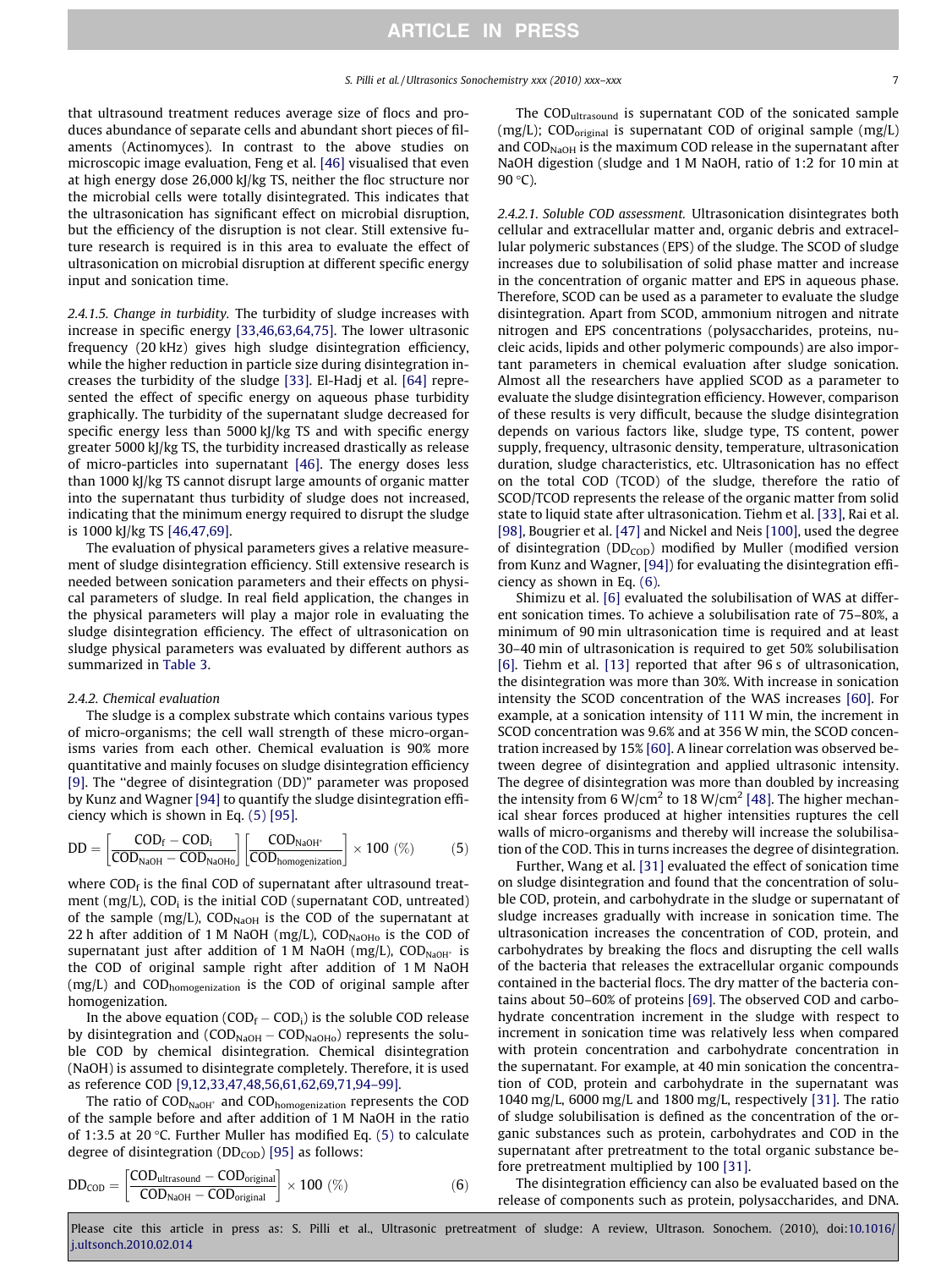that ultrasound treatment reduces average size of flocs and produces abundance of separate cells and abundant short pieces of filaments (Actinomyces). In contrast to the above studies on microscopic image evaluation, Feng et al. [46] visualised that even at high energy dose 26,000 kJ/kg TS, neither the floc structure nor the microbial cells were totally disintegrated. This indicates that the ultrasonication has significant effect on microbial disruption, but the efficiency of the disruption is not clear. Still extensive future research is required is in this area to evaluate the effect of ultrasonication on microbial disruption at different specific energy input and sonication time.

*2.4.1.5. Change in turbidity.* The turbidity of sludge increases with increase in specific energy [33,46,63,64,75]. The lower ultrasonic frequency (20 kHz) gives high sludge disintegration efficiency, while the higher reduction in particle size during disintegration increases the turbidity of the sludge [33]. El-Hadj et al. [64] represented the effect of specific energy on aqueous phase turbidity graphically. The turbidity of the supernatant sludge decreased for specific energy less than 5000 kJ/kg TS and with specific energy greater 5000 kJ/kg TS, the turbidity increased drastically as release of micro-particles into supernatant [46]. The energy doses less than 1000 kJ/kg TS cannot disrupt large amounts of organic matter into the supernatant thus turbidity of sludge does not increased, indicating that the minimum energy required to disrupt the sludge is 1000 kJ/kg TS [46,47,69].

The evaluation of physical parameters gives a relative measurement of sludge disintegration efficiency. Still extensive research is needed between sonication parameters and their effects on physical parameters of sludge. In real field application, the changes in the physical parameters will play a major role in evaluating the sludge disintegration efficiency. The effect of ultrasonication on sludge physical parameters was evaluated by different authors as summarized in Table 3.

*2.4.2. Chemical evaluation*

The sludge is a complex substrate which contains various types of micro-organisms; the cell wall strength of these micro-organisms varies from each other. Chemical evaluation is 90% more quantitative and mainly focuses on sludge disintegration efficiency [9]. The "degree of disintegration (DD)" parameter was proposed by Kunz and Wagner [94] to quantify the sludge disintegration efficiency which is shown in Eq. (5) [95].

$$DD = \left[\frac{COD_f - COD_i}{COD_{NaOH} - COD_{NaOHo}}\right]\left[\frac{COD_{NaOH^*}}{COD_{homogenization}}\right] \times 100\ (\%) \tag{5}$$

where $COD_f$ is the final COD of supernatant after ultrasound treatment (mg/L), $COD_i$ is the initial COD (supernatant COD, untreated) of the sample (mg/L), $COD_{NaOH}$ is the COD of the supernatant at 22 h after addition of 1 M NaOH (mg/L), $COD_{NaOHo}$ is the COD of supernatant just after addition of 1 M NaOH (mg/L), $COD_{NaOH^*}$ is the COD of original sample right after addition of 1 M NaOH (mg/L) and $COD_{homogenization}$ is the COD of original sample after homogenization.

In the above equation ($COD_f - COD_i$) is the soluble COD release by disintegration and ($COD_{NaOH} - COD_{NaOHo}$) represents the soluble COD by chemical disintegration. Chemical disintegration (NaOH) is assumed to disintegrate completely. Therefore, it is used as reference COD [9,12,33,47,48,56,61,62,69,71,94–99].

The ratio of $COD_{NaOH^*}$ and $COD_{homogenization}$ represents the COD of the sample before and after addition of 1 M NaOH in the ratio of 1:3.5 at 20 °C. Further Muller has modified Eq. (5) to calculate degree of disintegration ($DD_{COD}$) [95] as follows:

$$DD_{COD} = \left[\frac{COD_{ultrasound} - COD_{original}}{COD_{NaOH} - COD_{original}}\right] \times 100\ (\%) \tag{6}$$

The $COD_{ultrasound}$ is supernatant COD of the sonicated sample (mg/L); $COD_{original}$ is supernatant COD of original sample (mg/L) and $COD_{NaOH}$ is the maximum COD release in the supernatant after NaOH digestion (sludge and 1 M NaOH, ratio of 1:2 for 10 min at 90 °C).

*2.4.2.1. Soluble COD assessment.* Ultrasonication disintegrates both cellular and extracellular matter and, organic debris and extracellular polymeric substances (EPS) of the sludge. The SCOD of sludge increases due to solubilisation of solid phase matter and increase in the concentration of organic matter and EPS in aqueous phase. Therefore, SCOD can be used as a parameter to evaluate the sludge disintegration. Apart from SCOD, ammonium nitrogen and nitrate nitrogen and EPS concentrations (polysaccharides, proteins, nucleic acids, lipids and other polymeric compounds) are also important parameters in chemical evaluation after sludge sonication. Almost all the researchers have applied SCOD as a parameter to evaluate the sludge disintegration efficiency. However, comparison of these results is very difficult, because the sludge disintegration depends on various factors like, sludge type, TS content, power supply, frequency, ultrasonic density, temperature, ultrasonication duration, sludge characteristics, etc. Ultrasonication has no effect on the total COD (TCOD) of the sludge, therefore the ratio of SCOD/TCOD represents the release of the organic matter from solid state to liquid state after ultrasonication. Tiehm et al. [33], Rai et al. [98], Bougrier et al. [47] and Nickel and Neis [100], used the degree of disintegration ($DD_{COD}$) modified by Muller (modified version from Kunz and Wagner, [94]) for evaluating the disintegration efficiency as shown in Eq. (6).

Shimizu et al. [6] evaluated the solubilisation of WAS at different sonication times. To achieve a solubilisation rate of 75–80%, a minimum of 90 min ultrasonication time is required and at least 30–40 min of ultrasonication is required to get 50% solubilisation [6]. Tiehm et al. [13] reported that after 96 s of ultrasonication, the disintegration was more than 30%. With increase in sonication intensity the SCOD concentration of the WAS increases [60]. For example, at a sonication intensity of 111 W min, the increment in SCOD concentration was 9.6% and at 356 W min, the SCOD concentration increased by 15% [60]. A linear correlation was observed between degree of disintegration and applied ultrasonic intensity. The degree of disintegration was more than doubled by increasing the intensity from 6 W/cm$^2$ to 18 W/cm$^2$ [48]. The higher mechanical shear forces produced at higher intensities ruptures the cell walls of micro-organisms and thereby will increase the solubilisation of the COD. This in turns increases the degree of disintegration.

Further, Wang et al. [31] evaluated the effect of sonication time on sludge disintegration and found that the concentration of soluble COD, protein, and carbohydrate in the sludge or supernatant of sludge increases gradually with increase in sonication time. The ultrasonication increases the concentration of COD, protein, and carbohydrates by breaking the flocs and disrupting the cell walls of the bacteria that releases the extracellular organic compounds contained in the bacterial flocs. The dry matter of the bacteria contains about 50–60% of proteins [69]. The observed COD and carbohydrate concentration increment in the sludge with respect to increment in sonication time was relatively less when compared with protein concentration and carbohydrate concentration in the supernatant. For example, at 40 min sonication the concentration of COD, protein and carbohydrate in the supernatant was 1040 mg/L, 6000 mg/L and 1800 mg/L, respectively [31]. The ratio of sludge solubilisation is defined as the concentration of the organic substances such as protein, carbohydrates and COD in the supernatant after pretreatment to the total organic substance before pretreatment multiplied by 100 [31].

The disintegration efficiency can also be evaluated based on the release of components such as protein, polysaccharides, and DNA.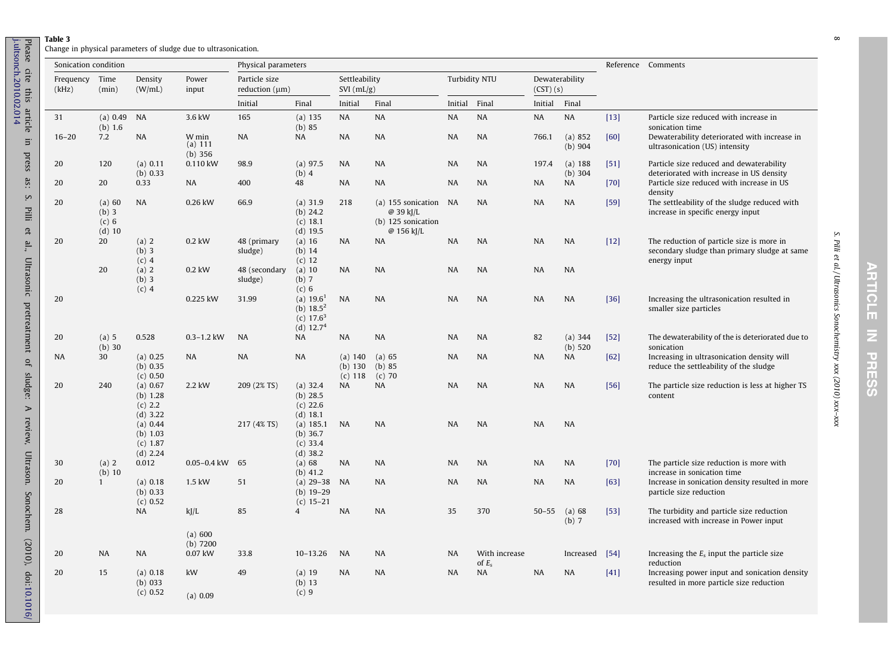**Table 3**
Change in physical parameters of sludge due to ultrasonication.

| Sonication condition | | | | Physical parameters | | | | | | | | Reference | Comments |
|---|---|---|---|---|---|---|---|---|---|---|---|---|---|
| Frequency (kHz) | Time (min) | Density (W/mL) | Power input | Particle size reduction (μm) | | Settleability SVI (mL/g) | | Turbidity NTU | | Dewaterability (CST) (s) | | | |
| | | | | Initial | Final | Initial | Final | Initial | Final | Initial | Final | | |
| 31 | (a) 0.49 (b) 1.6 | NA | 3.6 kW | 165 | (a) 135 (b) 85 | NA | NA | NA | NA | NA | NA | [13] | Particle size reduced with increase in sonication time |
| 16–20 | 7.2 | NA | W min (a) 111 (b) 356 | NA | NA | NA | NA | NA | NA | 766.1 | (a) 852 (b) 904 | [60] | Dewaterability deteriorated with increase in ultrasonication (US) intensity |
| 20 | 120 | (a) 0.11 (b) 0.33 | 0.110 kW | 98.9 | (a) 97.5 (b) 4 | NA | NA | NA | NA | 197.4 | (a) 188 (b) 304 | [51] | Particle size reduced and dewaterability deteriorated with increase in US density |
| 20 | 20 | 0.33 | NA | 400 | 48 | NA | NA | NA | NA | NA | NA | [70] | Particle size reduced with increase in US density |
| 20 | (a) 60 (b) 3 (c) 6 (d) 10 | NA | 0.26 kW | 66.9 | (a) 31.9 (b) 24.2 (c) 18.1 (d) 19.5 | 218 | (a) 155 sonication @ 39 kJ/L (b) 125 sonication @ 156 kJ/L | NA | NA | NA | NA | [59] | The settleability of the sludge reduced with increase in specific energy input |
| 20 | 20 | (a) 2 (b) 3 (c) 4 | 0.2 kW | 48 (primary sludge) | (a) 16 (b) 14 (c) 12 | NA | NA | NA | NA | NA | NA | [12] | The reduction of particle size is more in secondary sludge than primary sludge at same energy input |
| | 20 | (a) 2 (b) 3 (c) 4 | 0.2 kW | 48 (secondary sludge) | (a) 10 (b) 7 (c) 6 | NA | NA | NA | NA | NA | NA | | |
| 20 | | | 0.225 kW | 31.99 | (a) 19.6[1] (b) 18.5[2] (c) 17.6[3] (d) 12.7[4] | NA | NA | NA | NA | NA | NA | [36] | Increasing the ultrasonication resulted in smaller size particles |
| 20 | (a) 5 (b) 30 | 0.528 | 0.3–1.2 kW | NA | NA | NA | NA | NA | NA | 82 | (a) 344 (b) 520 | [52] | The dewaterability of the is deteriorated due to sonication |
| NA | 30 | (a) 0.25 (b) 0.35 (c) 0.50 | NA | NA | NA | (a) 140 (b) 130 (c) 118 | (a) 65 (b) 85 (c) 70 | NA | NA | NA | NA | [62] | Increasing in ultrasonication density will reduce the settleability of the sludge |
| 20 | 240 | (a) 0.67 (b) 1.28 (c) 2.2 (d) 3.22 | 2.2 kW | 209 (2% TS) | (a) 32.4 (b) 28.5 (c) 22.6 (d) 18.1 | NA | NA | NA | NA | NA | NA | [56] | The particle size reduction is less at higher TS content |
| | | (a) 0.44 (b) 1.03 (c) 1.87 (d) 2.24 | | 217 (4% TS) | (a) 185.1 (b) 36.7 (c) 33.4 (d) 38.2 | NA | NA | NA | NA | NA | NA | | |
| 30 | (a) 2 (b) 10 | 0.012 | 0.05–0.4 kW | 65 | (a) 68 (b) 41.2 | NA | NA | NA | NA | NA | NA | [70] | The particle size reduction is more with increase in sonication time |
| 20 | 1 | (a) 0.18 (b) 0.33 (c) 0.52 | 1.5 kW | 51 | (a) 29–38 (b) 19–29 (c) 15–21 | NA | NA | NA | NA | NA | NA | [63] | Increase in sonication density resulted in more particle size reduction |
| 28 | | NA | kJ/L (a) 600 (b) 7200 | 85 | 4 | NA | NA | 35 | 370 | 50–55 | (a) 68 (b) 7 | [53] | The turbidity and particle size reduction increased with increase in Power input |
| 20 | NA | NA | 0.07 kW | 33.8 | 10–13.26 | NA | NA | NA | With increase of $E_s$ | | Increased | [54] | Increasing the $E_s$ input the particle size reduction |
| 20 | 15 | (a) 0.18 (b) 033 (c) 0.52 | kW (a) 0.09 | 49 | (a) 19 (b) 13 (c) 9 | NA | NA | NA | NA | NA | NA | [41] | Increasing power input and sonication density resulted in more particle size reduction |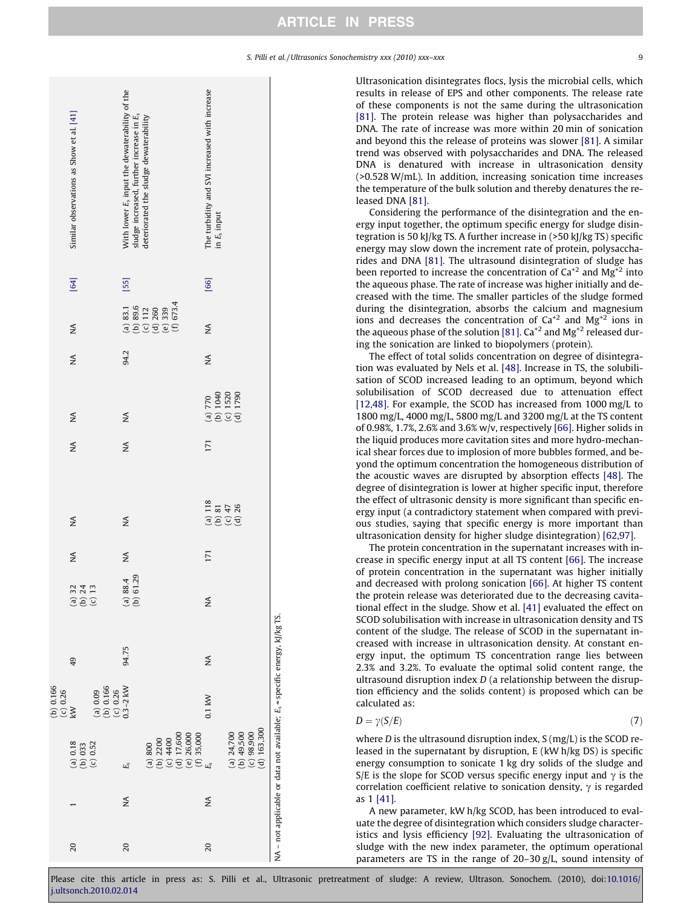| | | | | | | | | | | | | | |
|---|---|---|---|---|---|---|---|---|---|---|---|---|---|
| 20 | 1 | (a) 0.18 (b) 033 (c) 0.52 | (b) 0.166 (c) 0.26 kW (a) 0.09 (b) 0.166 (c) 0.26 | 49 | (a) 32 (b) 24 (c) 13 | NA | NA | NA | NA | NA | NA | [64] | Similar observations as Show et al. [41] |
| 20 | NA | $E_s$ (a) 800 (b) 2200 (c) 4400 (d) 17,600 (e) 26,000 (f) 35,000 | 0.3–2 kW | 94.75 | (a) 88.4 (b) 61.29 | NA | NA | NA | NA | 94.2 | (a) 83.1 (b) 89.6 (c) 112 (d) 260 (e) 339 (f) 673.4 | [55] | With lower $E_s$ input the dewaterability of the sludge increased, further increase in $E_s$ deteriorated the sludge dewaterability |
| 20 | NA | $E_s$ (a) 24,700 (b) 49,500 (c) 98,900 (d) 163,300 | 0.1 kW | NA | NA | 171 | (a) 118 (b) 81 (c) 47 (d) 26 | 171 | (a) 770 (b) 1040 (c) 1520 (d) 1790 | NA | NA | [66] | The turbidity and SVI increased with increase in $E_s$ input |

NA – not applicable or data not available; $E_s$ = specific energy, kJ/kg TS.

Ultrasonication disintegrates flocs, lysis the microbial cells, which results in release of EPS and other components. The release rate of these components is not the same during the ultrasonication [81]. The protein release was higher than polysaccharides and DNA. The rate of increase was more within 20 min of sonication and beyond this the release of proteins was slower [81]. A similar trend was observed with polysaccharides and DNA. The released DNA is denatured with increase in ultrasonication density (>0.528 W/mL). In addition, increasing sonication time increases the temperature of the bulk solution and thereby denatures the released DNA [81].

Considering the performance of the disintegration and the energy input together, the optimum specific energy for sludge disintegration is 50 kJ/kg TS. A further increase in (>50 kJ/kg TS) specific energy may slow down the increment rate of protein, polysaccharides and DNA [81]. The ultrasound disintegration of sludge has been reported to increase the concentration of $Ca^{+2}$ and $Mg^{+2}$ into the aqueous phase. The rate of increase was higher initially and decreased with the time. The smaller particles of the sludge formed during the disintegration, absorbs the calcium and magnesium ions and decreases the concentration of $Ca^{+2}$ and $Mg^{+2}$ ions in the aqueous phase of the solution [81]. $Ca^{+2}$ and $Mg^{+2}$ released during the sonication are linked to biopolymers (protein).

The effect of total solids concentration on degree of disintegration was evaluated by Nels et al. [48]. Increase in TS, the solubilisation of SCOD increased leading to an optimum, beyond which solubilisation of SCOD decreased due to attenuation effect [12,48]. For example, the SCOD has increased from 1000 mg/L to 1800 mg/L, 4000 mg/L, 5800 mg/L and 3200 mg/L at the TS content of 0.98%, 1.7%, 2.6% and 3.6% w/v, respectively [66]. Higher solids in the liquid produces more cavitation sites and more hydro-mechanical shear forces due to implosion of more bubbles formed, and beyond the optimum concentration the homogeneous distribution of the acoustic waves are disrupted by absorption effects [48]. The degree of disintegration is lower at higher specific input, therefore the effect of ultrasonic density is more significant than specific energy input (a contradictory statement when compared with previous studies, saying that specific energy is more important than ultrasonication density for higher sludge disintegration) [62,97].

The protein concentration in the supernatant increases with increase in specific energy input at all TS content [66]. The increase of protein concentration in the supernatant was higher initially and decreased with prolong sonication [66]. At higher TS content the protein release was deteriorated due to the decreasing cavitational effect in the sludge. Show et al. [41] evaluated the effect on SCOD solubilisation with increase in ultrasonication density and TS content of the sludge. The release of SCOD in the supernatant increased with increase in ultrasonication density. At constant energy input, the optimum TS concentration range lies between 2.3% and 3.2%. To evaluate the optimal solid content range, the ultrasound disruption index $D$ (a relationship between the disruption efficiency and the solids content) is proposed which can be calculated as:

$$D = \gamma(S/E) \qquad (7)$$

where $D$ is the ultrasound disruption index, S (mg/L) is the SCOD released in the supernatant by disruption, E (kW h/kg DS) is specific energy consumption to sonicate 1 kg dry solids of the sludge and S/E is the slope for SCOD versus specific energy input and $\gamma$ is the correlation coefficient relative to sonication density, $\gamma$ is regarded as 1 [41].

A new parameter, kW h/kg SCOD, has been introduced to evaluate the degree of disintegration which considers sludge characteristics and lysis efficiency [92]. Evaluating the ultrasonication of sludge with the new index parameter, the optimum operational parameters are TS in the range of 20–30 g/L, sound intensity of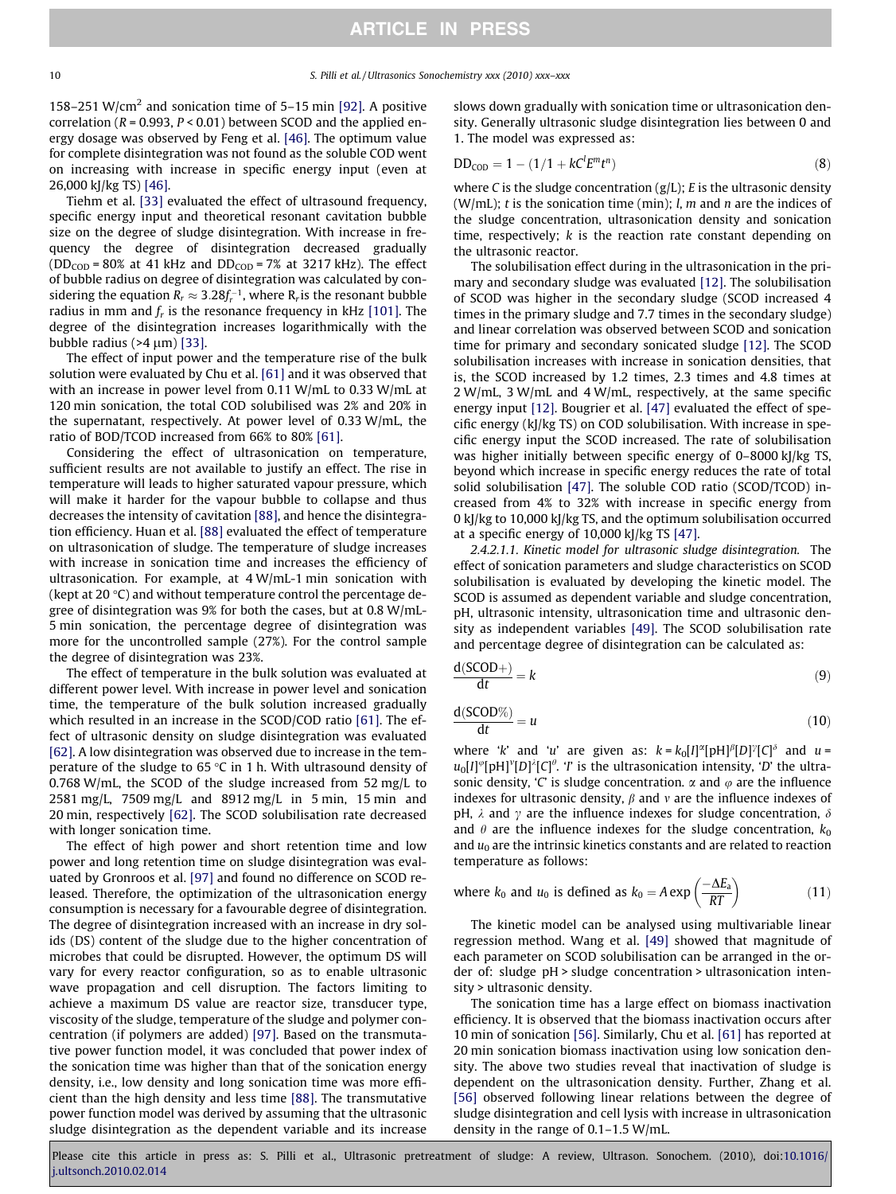158–251 W/cm$^2$ and sonication time of 5–15 min [92]. A positive correlation ($R = 0.993$, $P < 0.01$) between SCOD and the applied energy dosage was observed by Feng et al. [46]. The optimum value for complete disintegration was not found as the soluble COD went on increasing with increase in specific energy input (even at 26,000 kJ/kg TS) [46].

Tiehm et al. [33] evaluated the effect of ultrasound frequency, specific energy input and theoretical resonant cavitation bubble size on the degree of sludge disintegration. With increase in frequency the degree of disintegration decreased gradually ($DD_{COD}$ = 80% at 41 kHz and $DD_{COD}$ = 7% at 3217 kHz). The effect of bubble radius on degree of disintegration was calculated by considering the equation $R_r \approx 3.28 f_r^{-1}$, where $R_r$ is the resonant bubble radius in mm and $f_r$ is the resonance frequency in kHz [101]. The degree of the disintegration increases logarithmically with the bubble radius (>4 μm) [33].

The effect of input power and the temperature rise of the bulk solution were evaluated by Chu et al. [61] and it was observed that with an increase in power level from 0.11 W/mL to 0.33 W/mL at 120 min sonication, the total COD solubilised was 2% and 20% in the supernatant, respectively. At power level of 0.33 W/mL, the ratio of BOD/TCOD increased from 66% to 80% [61].

Considering the effect of ultrasonication on temperature, sufficient results are not available to justify an effect. The rise in temperature will leads to higher saturated vapour pressure, which will make it harder for the vapour bubble to collapse and thus decreases the intensity of cavitation [88], and hence the disintegration efficiency. Huan et al. [88] evaluated the effect of temperature on ultrasonication of sludge. The temperature of sludge increases with increase in sonication time and increases the efficiency of ultrasonication. For example, at 4 W/mL-1 min sonication with (kept at 20 °C) and without temperature control the percentage degree of disintegration was 9% for both the cases, but at 0.8 W/mL-5 min sonication, the percentage degree of disintegration was more for the uncontrolled sample (27%). For the control sample the degree of disintegration was 23%.

The effect of temperature in the bulk solution was evaluated at different power level. With increase in power level and sonication time, the temperature of the bulk solution increased gradually which resulted in an increase in the SCOD/COD ratio [61]. The effect of ultrasonic density on sludge disintegration was evaluated [62]. A low disintegration was observed due to increase in the temperature of the sludge to 65 °C in 1 h. With ultrasound density of 0.768 W/mL, the SCOD of the sludge increased from 52 mg/L to 2581 mg/L, 7509 mg/L and 8912 mg/L in 5 min, 15 min and 20 min, respectively [62]. The SCOD solubilisation rate decreased with longer sonication time.

The effect of high power and short retention time and low power and long retention time on sludge disintegration was evaluated by Gronroos et al. [97] and found no difference on SCOD released. Therefore, the optimization of the ultrasonication energy consumption is necessary for a favourable degree of disintegration. The degree of disintegration increased with an increase in dry solids (DS) content of the sludge due to the higher concentration of microbes that could be disrupted. However, the optimum DS will vary for every reactor configuration, so as to enable ultrasonic wave propagation and cell disruption. The factors limiting to achieve a maximum DS value are reactor size, transducer type, viscosity of the sludge, temperature of the sludge and polymer concentration (if polymers are added) [97]. Based on the transmutative power function model, it was concluded that power index of the sonication time was higher than that of the sonication energy density, i.e., low density and long sonication time was more efficient than the high density and less time [88]. The transmutative power function model was derived by assuming that the ultrasonic sludge disintegration as the dependent variable and its increase slows down gradually with sonication time or ultrasonication density. Generally ultrasonic sludge disintegration lies between 0 and 1. The model was expressed as:

$$DD_{COD} = 1 - (1/1 + kC^l E^m t^n) \tag{8}$$

where $C$ is the sludge concentration (g/L); $E$ is the ultrasonic density (W/mL); $t$ is the sonication time (min); $l$, $m$ and $n$ are the indices of the sludge concentration, ultrasonication density and sonication time, respectively; $k$ is the reaction rate constant depending on the ultrasonic reactor.

The solubilisation effect during in the ultrasonication in the primary and secondary sludge was evaluated [12]. The solubilisation of SCOD was higher in the secondary sludge (SCOD increased 4 times in the primary sludge and 7.7 times in the secondary sludge) and linear correlation was observed between SCOD and sonication time for primary and secondary sonicated sludge [12]. The SCOD solubilisation increases with increase in sonication densities, that is, the SCOD increased by 1.2 times, 2.3 times and 4.8 times at 2 W/mL, 3 W/mL and 4 W/mL, respectively, at the same specific energy input [12]. Bougrier et al. [47] evaluated the effect of specific energy (kJ/kg TS) on COD solubilisation. With increase in specific energy input the SCOD increased. The rate of solubilisation was higher initially between specific energy of 0–8000 kJ/kg TS, beyond which increase in specific energy reduces the rate of total solid solubilisation [47]. The soluble COD ratio (SCOD/TCOD) increased from 4% to 32% with increase in specific energy from 0 kJ/kg to 10,000 kJ/kg TS, and the optimum solubilisation occurred at a specific energy of 10,000 kJ/kg TS [47].

*2.4.2.1.1. Kinetic model for ultrasonic sludge disintegration.* The effect of sonication parameters and sludge characteristics on SCOD solubilisation is evaluated by developing the kinetic model. The SCOD is assumed as dependent variable and sludge concentration, pH, ultrasonic intensity, ultrasonication time and ultrasonic density as independent variables [49]. The SCOD solubilisation rate and percentage degree of disintegration can be calculated as:

$$\frac{d(SCOD+)}{dt} = k \tag{9}$$

$$\frac{d(SCOD\%)}{dt} = u \tag{10}$$

where '$k$' and '$u$' are given as: $k = k_0[I]^\alpha[pH]^\beta[D]^\gamma[C]^\delta$ and $u = u_0[I]^\varphi[pH]^\nu[D]^\lambda[C]^\theta$. '$I$' is the ultrasonication intensity, '$D$' the ultrasonic density, '$C$' is sludge concentration. $\alpha$ and $\varphi$ are the influence indexes for ultrasonic density, $\beta$ and $\nu$ are the influence indexes of pH, $\lambda$ and $\gamma$ are the influence indexes for sludge concentration, $\delta$ and $\theta$ are the influence indexes for the sludge concentration, $k_0$ and $u_0$ are the intrinsic kinetics constants and are related to reaction temperature as follows:

$$\text{where } k_0 \text{ and } u_0 \text{ is defined as } k_0 = A \exp\left(\frac{-\Delta E_a}{RT}\right) \tag{11}$$

The kinetic model can be analysed using multivariable linear regression method. Wang et al. [49] showed that magnitude of each parameter on SCOD solubilisation can be arranged in the order of: sludge pH > sludge concentration > ultrasonication intensity > ultrasonic density.

The sonication time has a large effect on biomass inactivation efficiency. It is observed that the biomass inactivation occurs after 10 min of sonication [56]. Similarly, Chu et al. [61] has reported at 20 min sonication biomass inactivation using low sonication density. The above two studies reveal that inactivation of sludge is dependent on the ultrasonication density. Further, Zhang et al. [56] observed following linear relations between the degree of sludge disintegration and cell lysis with increase in ultrasonication density in the range of 0.1–1.5 W/mL.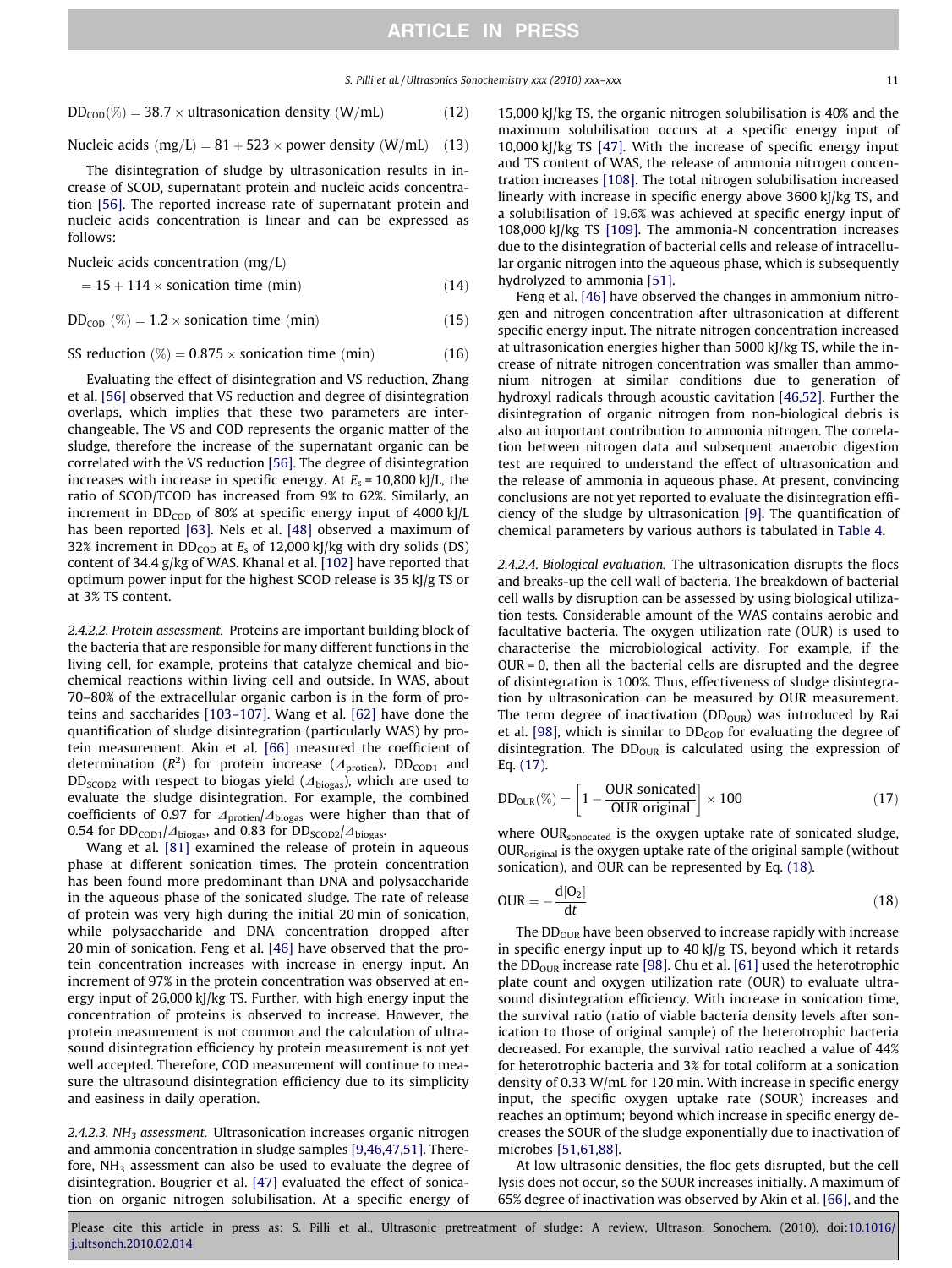$$\mathrm{DD_{COD}}(\%) = 38.7 \times \text{ultrasonication density (W/mL)} \tag{12}$$

$$\text{Nucleic acids (mg/L)} = 81 + 523 \times \text{power density (W/mL)} \tag{13}$$

The disintegration of sludge by ultrasonication results in increase of SCOD, supernatant protein and nucleic acids concentration [56]. The reported increase rate of supernatant protein and nucleic acids concentration is linear and can be expressed as follows:

$$\text{Nucleic acids concentration (mg/L)} = 15 + 114 \times \text{sonication time (min)} \tag{14}$$

$$\mathrm{DD_{COD}}\ (\%) = 1.2 \times \text{sonication time (min)} \tag{15}$$

$$\text{SS reduction } (\%) = 0.875 \times \text{sonication time (min)} \tag{16}$$

Evaluating the effect of disintegration and VS reduction, Zhang et al. [56] observed that VS reduction and degree of disintegration overlaps, which implies that these two parameters are interchangeable. The VS and COD represents the organic matter of the sludge, therefore the increase of the supernatant organic can be correlated with the VS reduction [56]. The degree of disintegration increases with increase in specific energy. At $E_s$ = 10,800 kJ/L, the ratio of SCOD/TCOD has increased from 9% to 62%. Similarly, an increment in $\mathrm{DD_{COD}}$ of 80% at specific energy input of 4000 kJ/L has been reported [63]. Nels et al. [48] observed a maximum of 32% increment in $\mathrm{DD_{COD}}$ at $E_s$ of 12,000 kJ/kg with dry solids (DS) content of 34.4 g/kg of WAS. Khanal et al. [102] have reported that optimum power input for the highest SCOD release is 35 kJ/g TS or at 3% TS content.

*2.4.2.2. Protein assessment.* Proteins are important building block of the bacteria that are responsible for many different functions in the living cell, for example, proteins that catalyze chemical and biochemical reactions within living cell and outside. In WAS, about 70–80% of the extracellular organic carbon is in the form of proteins and saccharides [103–107]. Wang et al. [62] have done the quantification of sludge disintegration (particularly WAS) by protein measurement. Akin et al. [66] measured the coefficient of determination ($R^2$) for protein increase ($\Delta_{\text{protien}}$), $\mathrm{DD_{COD1}}$ and $\mathrm{DD_{SCOD2}}$ with respect to biogas yield ($\Delta_{\text{biogas}}$), which are used to evaluate the sludge disintegration. For example, the combined coefficients of 0.97 for $\Delta_{\text{protien}}/\Delta_{\text{biogas}}$ were higher than that of 0.54 for $\mathrm{DD_{COD1}}/\Delta_{\text{biogas}}$, and 0.83 for $\mathrm{DD_{SCOD2}}/\Delta_{\text{biogas}}$.

Wang et al. [81] examined the release of protein in aqueous phase at different sonication times. The protein concentration has been found more predominant than DNA and polysaccharide in the aqueous phase of the sonicated sludge. The rate of release of protein was very high during the initial 20 min of sonication, while polysaccharide and DNA concentration dropped after 20 min of sonication. Feng et al. [46] have observed that the protein concentration increases with increase in energy input. An increment of 97% in the protein concentration was observed at energy input of 26,000 kJ/kg TS. Further, with high energy input the concentration of proteins is observed to increase. However, the protein measurement is not common and the calculation of ultrasound disintegration efficiency by protein measurement is not yet well accepted. Therefore, COD measurement will continue to measure the ultrasound disintegration efficiency due to its simplicity and easiness in daily operation.

*2.4.2.3. $NH_3$ assessment.* Ultrasonication increases organic nitrogen and ammonia concentration in sludge samples [9,46,47,51]. Therefore, $NH_3$ assessment can also be used to evaluate the degree of disintegration. Bougrier et al. [47] evaluated the effect of sonication on organic nitrogen solubilisation. At a specific energy of 15,000 kJ/kg TS, the organic nitrogen solubilisation is 40% and the maximum solubilisation occurs at a specific energy input of 10,000 kJ/kg TS [47]. With the increase of specific energy input and TS content of WAS, the release of ammonia nitrogen concentration increases [108]. The total nitrogen solubilisation increased linearly with increase in specific energy above 3600 kJ/kg TS, and a solubilisation of 19.6% was achieved at specific energy input of 108,000 kJ/kg TS [109]. The ammonia-N concentration increases due to the disintegration of bacterial cells and release of intracellular organic nitrogen into the aqueous phase, which is subsequently hydrolyzed to ammonia [51].

Feng et al. [46] have observed the changes in ammonium nitrogen and nitrogen concentration after ultrasonication at different specific energy input. The nitrate nitrogen concentration increased at ultrasonication energies higher than 5000 kJ/kg TS, while the increase of nitrate nitrogen concentration was smaller than ammonium nitrogen at similar conditions due to generation of hydroxyl radicals through acoustic cavitation [46,52]. Further the disintegration of organic nitrogen from non-biological debris is also an important contribution to ammonia nitrogen. The correlation between nitrogen data and subsequent anaerobic digestion test are required to understand the effect of ultrasonication and the release of ammonia in aqueous phase. At present, convincing conclusions are not yet reported to evaluate the disintegration efficiency of the sludge by ultrasonication [9]. The quantification of chemical parameters by various authors is tabulated in Table 4.

*2.4.2.4. Biological evaluation.* The ultrasonication disrupts the flocs and breaks-up the cell wall of bacteria. The breakdown of bacterial cell walls by disruption can be assessed by using biological utilization tests. Considerable amount of the WAS contains aerobic and facultative bacteria. The oxygen utilization rate (OUR) is used to characterise the microbiological activity. For example, if the OUR = 0, then all the bacterial cells are disrupted and the degree of disintegration is 100%. Thus, effectiveness of sludge disintegration by ultrasonication can be measured by OUR measurement. The term degree of inactivation ($\mathrm{DD_{OUR}}$) was introduced by Rai et al. [98], which is similar to $\mathrm{DD_{COD}}$ for evaluating the degree of disintegration. The $\mathrm{DD_{OUR}}$ is calculated using the expression of Eq. (17).

$$\mathrm{DD_{OUR}}(\%) = \left[1 - \frac{\text{OUR sonicated}}{\text{OUR original}}\right] \times 100 \tag{17}$$

where $\mathrm{OUR_{sonocated}}$ is the oxygen uptake rate of sonicated sludge, $\mathrm{OUR_{original}}$ is the oxygen uptake rate of the original sample (without sonication), and OUR can be represented by Eq. (18).

$$\mathrm{OUR} = -\frac{d[O_2]}{dt} \tag{18}$$

The $\mathrm{DD_{OUR}}$ have been observed to increase rapidly with increase in specific energy input up to 40 kJ/g TS, beyond which it retards the $\mathrm{DD_{OUR}}$ increase rate [98]. Chu et al. [61] used the heterotrophic plate count and oxygen utilization rate (OUR) to evaluate ultrasound disintegration efficiency. With increase in sonication time, the survival ratio (ratio of viable bacteria density levels after sonication to those of original sample) of the heterotrophic bacteria decreased. For example, the survival ratio reached a value of 44% for heterotrophic bacteria and 3% for total coliform at a sonication density of 0.33 W/mL for 120 min. With increase in specific energy input, the specific oxygen uptake rate (SOUR) increases and reaches an optimum; beyond which increase in specific energy decreases the SOUR of the sludge exponentially due to inactivation of microbes [51,61,88].

At low ultrasonic densities, the floc gets disrupted, but the cell lysis does not occur, so the SOUR increases initially. A maximum of 65% degree of inactivation was observed by Akin et al. [66], and the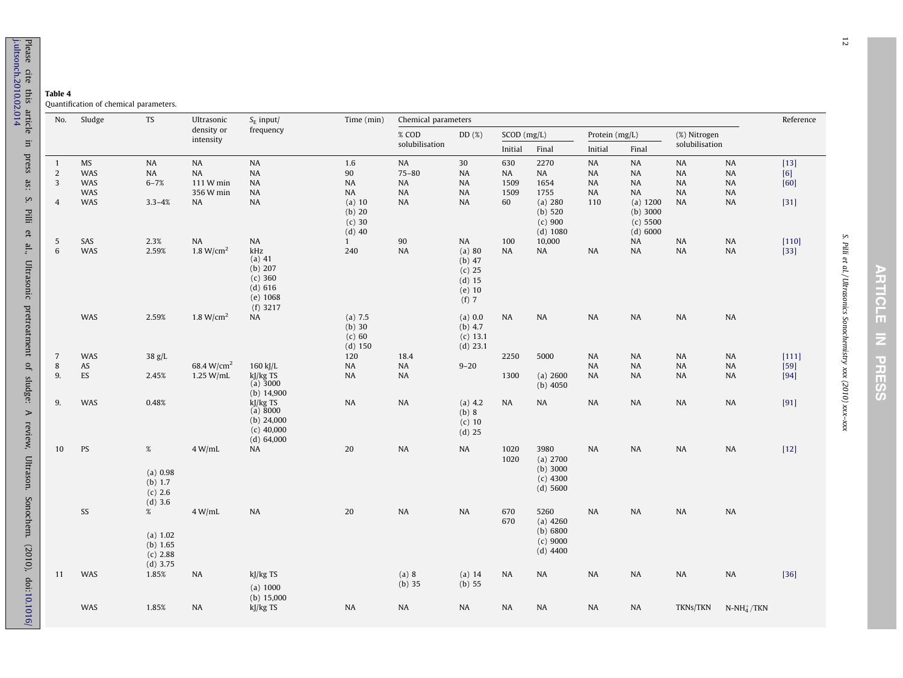**Table 4**
Quantification of chemical parameters.

| No. | Sludge | TS | Ultrasonic density or intensity | $S_E$ input/ frequency | Time (min) | Chemical parameters | | | | | | | | | Reference |
|---|---|---|---|---|---|---|---|---|---|---|---|---|---|---|---|
| | | | | | | % COD solubilisation | DD (%) | SCOD (mg/L) | | Protein (mg/L) | | (%) Nitrogen solubilisation | | | |
| | | | | | | | | Initial | Final | Initial | Final | | | | |
| 1 | MS | NA | NA | NA | 1.6 | NA | 30 | 630 | 2270 | NA | NA | NA | NA | | [13] |
| 2 | WAS | NA | NA | NA | 90 | 75–80 | NA | NA | NA | NA | NA | NA | NA | | [6] |
| 3 | WAS | 6–7% | 111 W min | NA | NA | NA | NA | 1509 | 1654 | NA | NA | NA | NA | | [60] |
| | WAS | | 356 W min | NA | NA | NA | NA | 1509 | 1755 | NA | NA | NA | NA | | |
| 4 | WAS | 3.3–4% | NA | NA | (a) 10<br>(b) 20<br>(c) 30<br>(d) 40 | NA | NA | 60 | (a) 280<br>(b) 520<br>(c) 900<br>(d) 1080 | 110 | (a) 1200<br>(b) 3000<br>(c) 5500<br>(d) 6000 | NA | NA | | [31] |
| 5 | SAS | 2.3% | NA | NA | 1 | 90 | NA | 100 | 10,000 | | NA | NA | NA | | [110] |
| 6 | WAS | 2.59% | 1.8 W/cm$^2$ | kHz<br>(a) 41<br>(b) 207<br>(c) 360<br>(d) 616<br>(e) 1068<br>(f) 3217 | 240 | NA | (a) 80<br>(b) 47<br>(c) 25<br>(d) 15<br>(e) 10<br>(f) 7 | NA | NA | NA | NA | NA | NA | | [33] |
| | WAS | 2.59% | 1.8 W/cm$^2$ | NA | (a) 7.5<br>(b) 30<br>(c) 60<br>(d) 150 | | (a) 0.0<br>(b) 4.7<br>(c) 13.1<br>(d) 23.1 | NA | NA | NA | NA | NA | NA | | |
| 7 | WAS | 38 g/L | | | 120 | 18.4 | | 2250 | 5000 | NA | NA | NA | NA | | [111] |
| 8 | AS | | 68.4 W/cm$^2$ | 160 kJ/L | NA | NA | 9–20 | | | NA | NA | NA | NA | | [59] |
| 9. | ES | 2.45% | 1.25 W/mL | kJ/kg TS<br>(a) 3000<br>(b) 14,900 | NA | NA | | 1300 | (a) 2600<br>(b) 4050 | NA | NA | NA | NA | | [94] |
| 9. | WAS | 0.48% | | kJ/kg TS<br>(a) 8000<br>(b) 24,000<br>(c) 40,000<br>(d) 64,000 | NA | NA | (a) 4.2<br>(b) 8<br>(c) 10<br>(d) 25 | NA | NA | NA | NA | NA | NA | | [91] |
| 10 | PS | %<br>(a) 0.98<br>(b) 1.7<br>(c) 2.6<br>(d) 3.6 | 4 W/mL | NA | 20 | NA | NA | 1020<br>1020 | 3980<br>(a) 2700<br>(b) 3000<br>(c) 4300<br>(d) 5600 | NA | NA | NA | NA | | [12] |
| | SS | %<br>(a) 1.02<br>(b) 1.65<br>(c) 2.88<br>(d) 3.75 | 4 W/mL | NA | 20 | NA | NA | 670<br>670 | 5260<br>(a) 4260<br>(b) 6800<br>(c) 9000<br>(d) 4400 | NA | NA | NA | NA | | |
| 11 | WAS | 1.85% | NA | kJ/kg TS<br>(a) 1000<br>(b) 15,000 | | (a) 8<br>(b) 35 | (a) 14<br>(b) 55 | NA | NA | NA | NA | NA | NA | | [36] |
| | WAS | 1.85% | NA | kJ/kg TS | NA | NA | NA | NA | NA | NA | NA | TKNs/TKN | N-$NH_4^+$/TKN | | |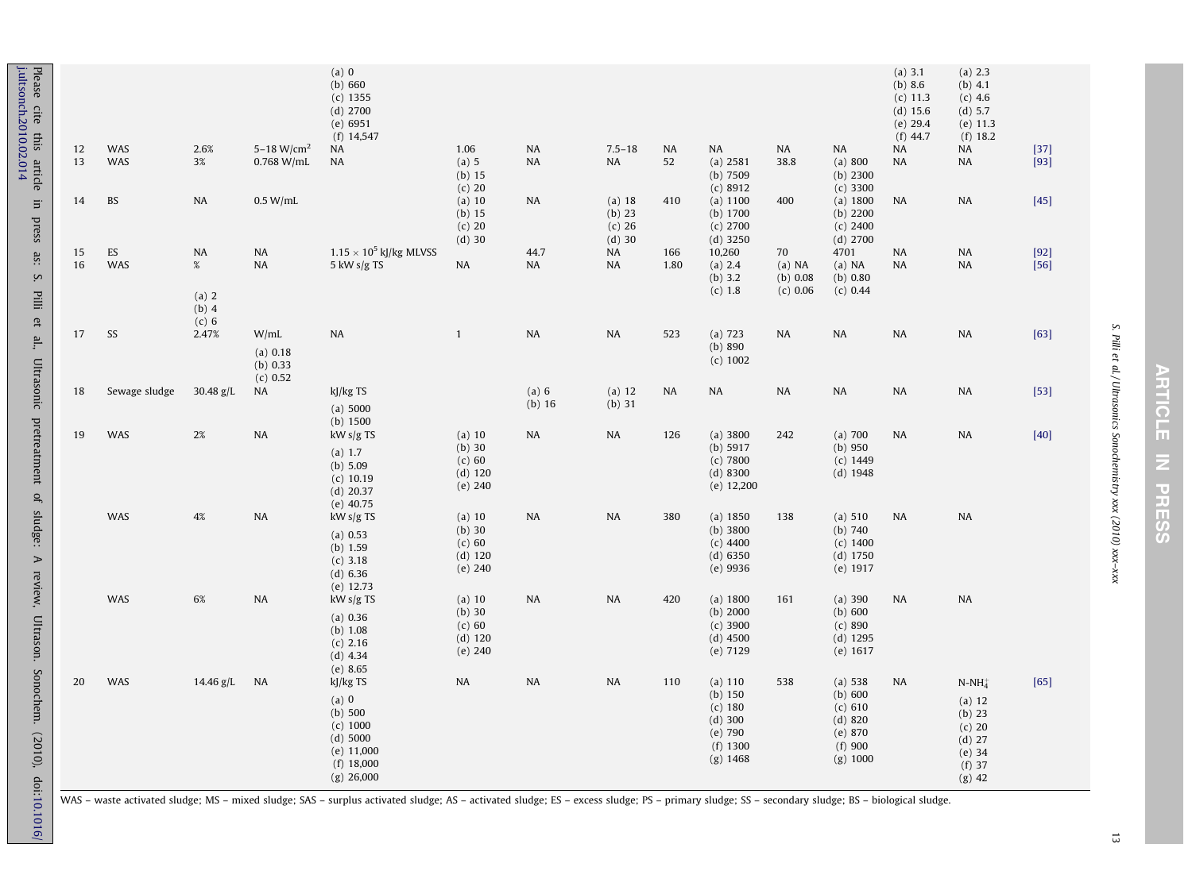| | | | | (a) 0<br>(b) 660<br>(c) 1355<br>(d) 2700<br>(e) 6951<br>(f) 14,547 | | | | | | | | (a) 3.1<br>(b) 8.6<br>(c) 11.3<br>(d) 15.6<br>(e) 29.4<br>(f) 44.7 | (a) 2.3<br>(b) 4.1<br>(c) 4.6<br>(d) 5.7<br>(e) 11.3<br>(f) 18.2 | |
|---|---|---|---|---|---|---|---|---|---|---|---|---|---|---|
| 12 | WAS | 2.6% | 5–18 W/cm$^2$ | NA | 1.06 | NA | 7.5–18 | NA | NA | NA | NA | NA | NA | [37] |
| 13 | WAS | 3% | 0.768 W/mL | NA | (a) 5<br>(b) 15<br>(c) 20 | NA | NA | 52 | (a) 2581<br>(b) 7509<br>(c) 8912 | 38.8 | (a) 800<br>(b) 2300<br>(c) 3300 | NA | NA | [93] |
| 14 | BS | NA | 0.5 W/mL | | (a) 10<br>(b) 15<br>(c) 20<br>(d) 30 | NA | (a) 18<br>(b) 23<br>(c) 26<br>(d) 30 | 410 | (a) 1100<br>(b) 1700<br>(c) 2700<br>(d) 3250 | 400 | (a) 1800<br>(b) 2200<br>(c) 2400<br>(d) 2700 | NA | NA | [45] |
| 15 | ES | NA | NA | $1.15 \times 10^5$ kJ/kg MLVSS | | 44.7 | NA | 166 | 10,260 | 70 | 4701 | NA | NA | [92] |
| 16 | WAS | %<br>(a) 2<br>(b) 4<br>(c) 6 | NA | 5 kW s/g TS | NA | NA | NA | 1.80 | (a) 2.4<br>(b) 3.2<br>(c) 1.8 | (a) NA<br>(b) 0.08<br>(c) 0.06 | (a) NA<br>(b) 0.80<br>(c) 0.44 | NA | NA | [56] |
| 17 | SS | 2.47% | W/mL<br>(a) 0.18<br>(b) 0.33<br>(c) 0.52 | NA | 1 | NA | NA | 523 | (a) 723<br>(b) 890<br>(c) 1002 | NA | NA | NA | NA | [63] |
| 18 | Sewage sludge | 30.48 g/L | NA | kJ/kg TS<br>(a) 5000<br>(b) 1500 | | (a) 6<br>(b) 16 | (a) 12<br>(b) 31 | NA | NA | NA | NA | NA | NA | [53] |
| 19 | WAS | 2% | NA | kW s/g TS<br>(a) 1.7<br>(b) 5.09<br>(c) 10.19<br>(d) 20.37<br>(e) 40.75 | (a) 10<br>(b) 30<br>(c) 60<br>(d) 120<br>(e) 240 | NA | NA | 126 | (a) 3800<br>(b) 5917<br>(c) 7800<br>(d) 8300<br>(e) 12,200 | 242 | (a) 700<br>(b) 950<br>(c) 1449<br>(d) 1948 | NA | NA | [40] |
| | WAS | 4% | NA | kW s/g TS<br>(a) 0.53<br>(b) 1.59<br>(c) 3.18<br>(d) 6.36<br>(e) 12.73 | (a) 10<br>(b) 30<br>(c) 60<br>(d) 120<br>(e) 240 | NA | NA | 380 | (a) 1850<br>(b) 3800<br>(c) 4400<br>(d) 6350<br>(e) 9936 | 138 | (a) 510<br>(b) 740<br>(c) 1400<br>(d) 1750<br>(e) 1917 | NA | NA | |
| | WAS | 6% | NA | kW s/g TS<br>(a) 0.36<br>(b) 1.08<br>(c) 2.16<br>(d) 4.34<br>(e) 8.65 | (a) 10<br>(b) 30<br>(c) 60<br>(d) 120<br>(e) 240 | NA | NA | 420 | (a) 1800<br>(b) 2000<br>(c) 3900<br>(d) 4500<br>(e) 7129 | 161 | (a) 390<br>(b) 600<br>(c) 890<br>(d) 1295<br>(e) 1617 | NA | NA | |
| 20 | WAS | 14.46 g/L | NA | kJ/kg TS<br>(a) 0<br>(b) 500<br>(c) 1000<br>(d) 5000<br>(e) 11,000<br>(f) 18,000<br>(g) 26,000 | NA | NA | NA | 110 | (a) 110<br>(b) 150<br>(c) 180<br>(d) 300<br>(e) 790<br>(f) 1300<br>(g) 1468 | 538 | (a) 538<br>(b) 600<br>(c) 610<br>(d) 820<br>(e) 870<br>(f) 900<br>(g) 1000 | NA | N-$NH_4^+$<br>(a) 12<br>(b) 23<br>(c) 20<br>(d) 27<br>(e) 34<br>(f) 37<br>(g) 42 | [65] |

WAS – waste activated sludge; MS – mixed sludge; SAS – surplus activated sludge; AS – activated sludge; ES – excess sludge; PS – primary sludge; SS – secondary sludge; BS – biological sludge.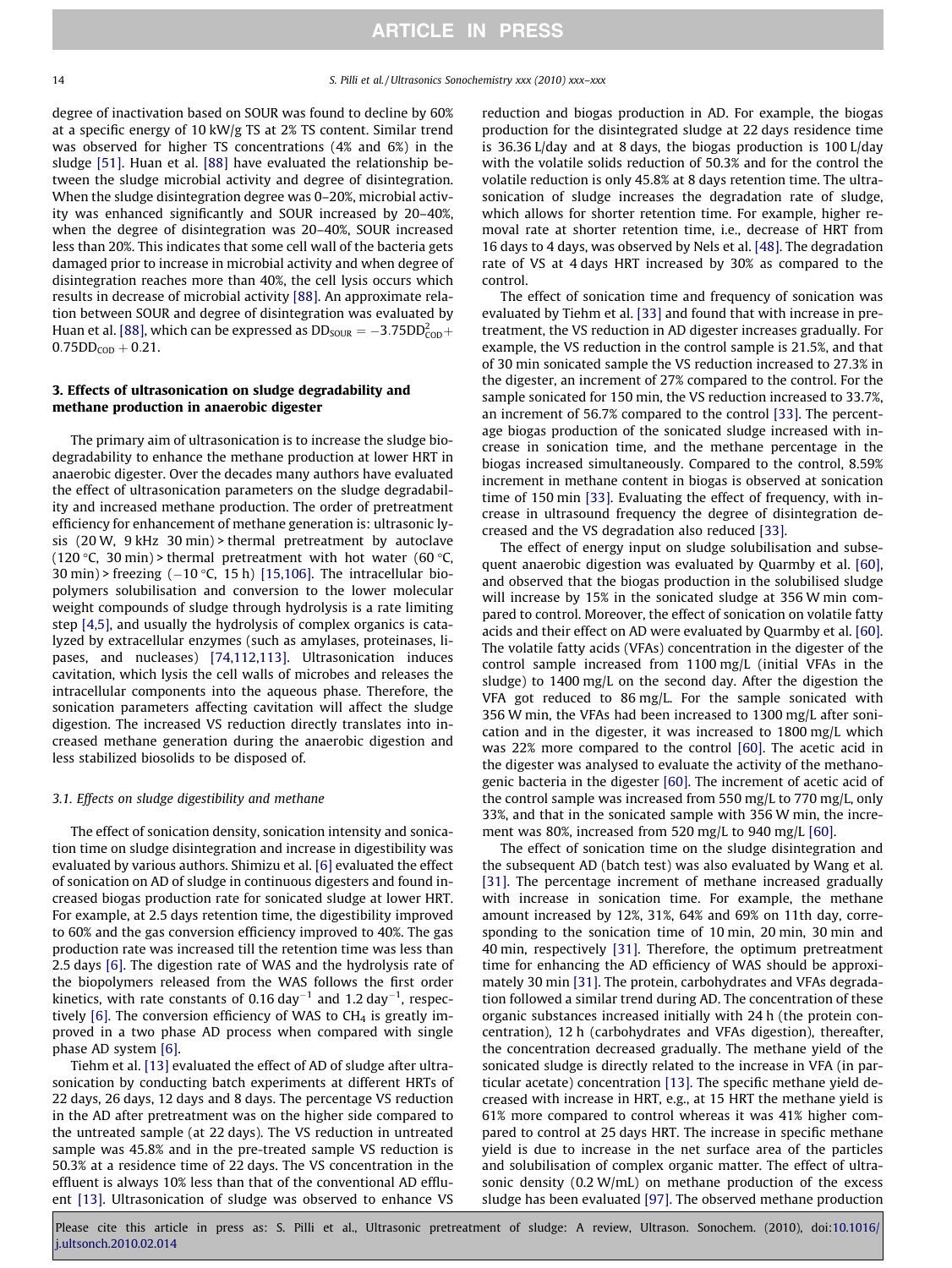degree of inactivation based on SOUR was found to decline by 60% at a specific energy of 10 kW/g TS at 2% TS content. Similar trend was observed for higher TS concentrations (4% and 6%) in the sludge [51]. Huan et al. [88] have evaluated the relationship between the sludge microbial activity and degree of disintegration. When the sludge disintegration degree was 0–20%, microbial activity was enhanced significantly and SOUR increased by 20–40%, when the degree of disintegration was 20–40%, SOUR increased less than 20%. This indicates that some cell wall of the bacteria gets damaged prior to increase in microbial activity and when degree of disintegration reaches more than 40%, the cell lysis occurs which results in decrease of microbial activity [88]. An approximate relation between SOUR and degree of disintegration was evaluated by Huan et al. [88], which can be expressed as $DD_{SOUR} = -3.75DD_{COD}^2 + 0.75DD_{COD} + 0.21$.

## 3. Effects of ultrasonication on sludge degradability and methane production in anaerobic digester

The primary aim of ultrasonication is to increase the sludge biodegradability to enhance the methane production at lower HRT in anaerobic digester. Over the decades many authors have evaluated the effect of ultrasonication parameters on the sludge degradability and increased methane production. The order of pretreatment efficiency for enhancement of methane generation is: ultrasonic lysis (20 W, 9 kHz 30 min) > thermal pretreatment by autoclave (120 °C, 30 min) > thermal pretreatment with hot water (60 °C, 30 min) > freezing (−10 °C, 15 h) [15,106]. The intracellular biopolymers solubilisation and conversion to the lower molecular weight compounds of sludge through hydrolysis is a rate limiting step [4,5], and usually the hydrolysis of complex organics is catalyzed by extracellular enzymes (such as amylases, proteinases, lipases, and nucleases) [74,112,113]. Ultrasonication induces cavitation, which lysis the cell walls of microbes and releases the intracellular components into the aqueous phase. Therefore, the sonication parameters affecting cavitation will affect the sludge digestion. The increased VS reduction directly translates into increased methane generation during the anaerobic digestion and less stabilized biosolids to be disposed of.

### 3.1. Effects on sludge digestibility and methane

The effect of sonication density, sonication intensity and sonication time on sludge disintegration and increase in digestibility was evaluated by various authors. Shimizu et al. [6] evaluated the effect of sonication on AD of sludge in continuous digesters and found increased biogas production rate for sonicated sludge at lower HRT. For example, at 2.5 days retention time, the digestibility improved to 60% and the gas conversion efficiency improved to 40%. The gas production rate was increased till the retention time was less than 2.5 days [6]. The digestion rate of WAS and the hydrolysis rate of the biopolymers released from the WAS follows the first order kinetics, with rate constants of 0.16 $day^{-1}$ and 1.2 $day^{-1}$, respectively [6]. The conversion efficiency of WAS to $CH_4$ is greatly improved in a two phase AD process when compared with single phase AD system [6].

Tiehm et al. [13] evaluated the effect of AD of sludge after ultrasonication by conducting batch experiments at different HRTs of 22 days, 26 days, 12 days and 8 days. The percentage VS reduction in the AD after pretreatment was on the higher side compared to the untreated sample (at 22 days). The VS reduction in untreated sample was 45.8% and in the pre-treated sample VS reduction is 50.3% at a residence time of 22 days. The VS concentration in the effluent is always 10% less than that of the conventional AD effluent [13]. Ultrasonication of sludge was observed to enhance VS reduction and biogas production in AD. For example, the biogas production for the disintegrated sludge at 22 days residence time is 36.36 L/day and at 8 days, the biogas production is 100 L/day with the volatile solids reduction of 50.3% and for the control the volatile reduction is only 45.8% at 8 days retention time. The ultrasonication of sludge increases the degradation rate of sludge, which allows for shorter retention time. For example, higher removal rate at shorter retention time, i.e., decrease of HRT from 16 days to 4 days, was observed by Nels et al. [48]. The degradation rate of VS at 4 days HRT increased by 30% as compared to the control.

The effect of sonication time and frequency of sonication was evaluated by Tiehm et al. [33] and found that with increase in pretreatment, the VS reduction in AD digester increases gradually. For example, the VS reduction in the control sample is 21.5%, and that of 30 min sonicated sample the VS reduction increased to 27.3% in the digester, an increment of 27% compared to the control. For the sample sonicated for 150 min, the VS reduction increased to 33.7%, an increment of 56.7% compared to the control [33]. The percentage biogas production of the sonicated sludge increased with increase in sonication time, and the methane percentage in the biogas increased simultaneously. Compared to the control, 8.59% increment in methane content in biogas is observed at sonication time of 150 min [33]. Evaluating the effect of frequency, with increase in ultrasound frequency the degree of disintegration decreased and the VS degradation also reduced [33].

The effect of energy input on sludge solubilisation and subsequent anaerobic digestion was evaluated by Quarmby et al. [60], and observed that the biogas production in the solubilised sludge will increase by 15% in the sonicated sludge at 356 W min compared to control. Moreover, the effect of sonication on volatile fatty acids and their effect on AD were evaluated by Quarmby et al. [60]. The volatile fatty acids (VFAs) concentration in the digester of the control sample increased from 1100 mg/L (initial VFAs in the sludge) to 1400 mg/L on the second day. After the digestion the VFA got reduced to 86 mg/L. For the sample sonicated with 356 W min, the VFAs had been increased to 1300 mg/L after sonication and in the digester, it was increased to 1800 mg/L which was 22% more compared to the control [60]. The acetic acid in the digester was analysed to evaluate the activity of the methanogenic bacteria in the digester [60]. The increment of acetic acid of the control sample was increased from 550 mg/L to 770 mg/L, only 33%, and that in the sonicated sample with 356 W min, the increment was 80%, increased from 520 mg/L to 940 mg/L [60].

The effect of sonication time on the sludge disintegration and the subsequent AD (batch test) was also evaluated by Wang et al. [31]. The percentage increment of methane increased gradually with increase in sonication time. For example, the methane amount increased by 12%, 31%, 64% and 69% on 11th day, corresponding to the sonication time of 10 min, 20 min, 30 min and 40 min, respectively [31]. Therefore, the optimum pretreatment time for enhancing the AD efficiency of WAS should be approximately 30 min [31]. The protein, carbohydrates and VFAs degradation followed a similar trend during AD. The concentration of these organic substances increased initially with 24 h (the protein concentration), 12 h (carbohydrates and VFAs digestion), thereafter, the concentration decreased gradually. The methane yield of the sonicated sludge is directly related to the increase in VFA (in particular acetate) concentration [13]. The specific methane yield decreased with increase in HRT, e.g., at 15 HRT the methane yield is 61% more compared to control whereas it was 41% higher compared to control at 25 days HRT. The increase in specific methane yield is due to increase in the net surface area of the particles and solubilisation of complex organic matter. The effect of ultrasonic density (0.2 W/mL) on methane production of the excess sludge has been evaluated [97]. The observed methane production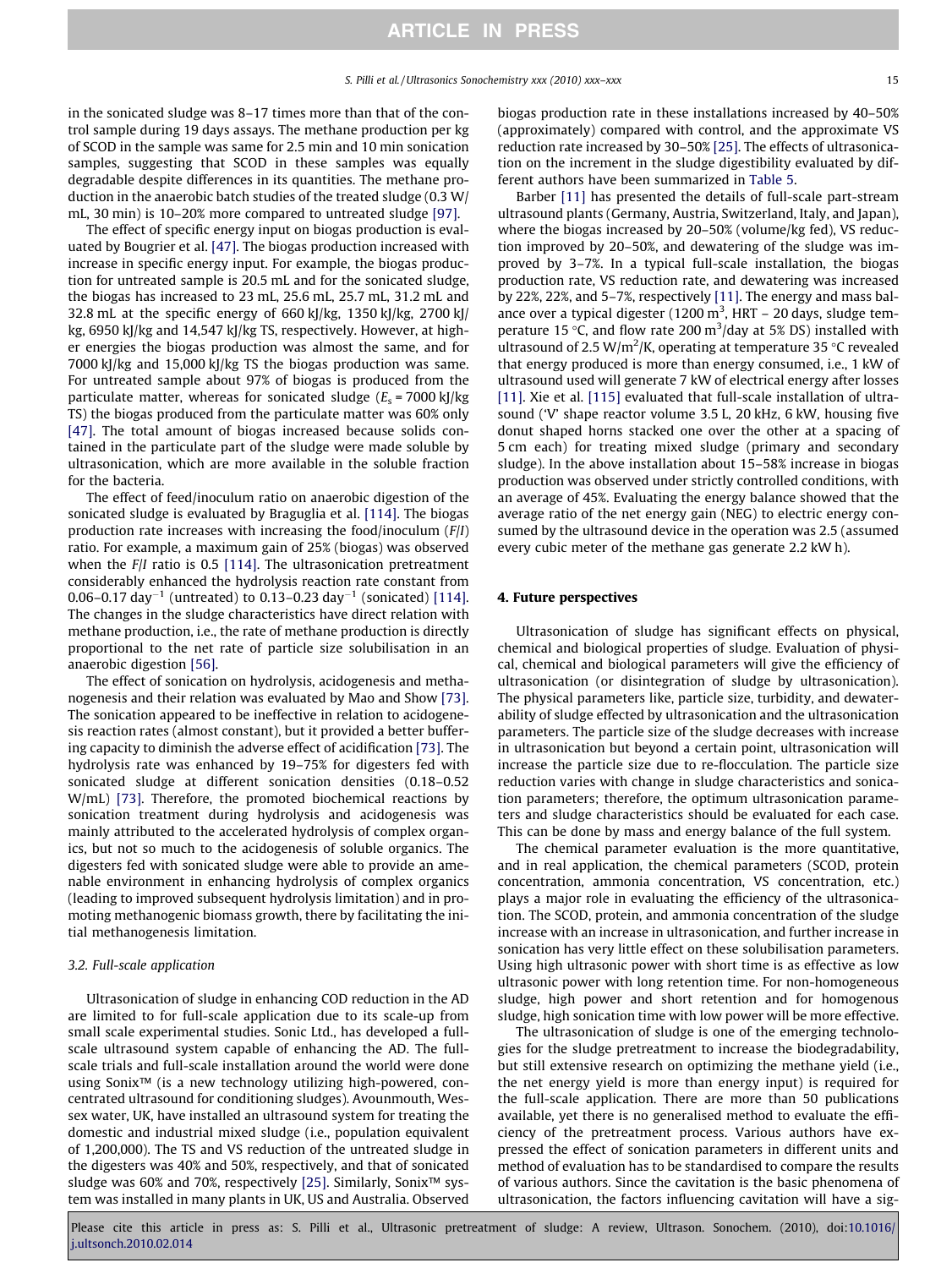in the sonicated sludge was 8–17 times more than that of the control sample during 19 days assays. The methane production per kg of SCOD in the sample was same for 2.5 min and 10 min sonication samples, suggesting that SCOD in these samples was equally degradable despite differences in its quantities. The methane production in the anaerobic batch studies of the treated sludge (0.3 W/mL, 30 min) is 10–20% more compared to untreated sludge [97].

The effect of specific energy input on biogas production is evaluated by Bougrier et al. [47]. The biogas production increased with increase in specific energy input. For example, the biogas production for untreated sample is 20.5 mL and for the sonicated sludge, the biogas has increased to 23 mL, 25.6 mL, 25.7 mL, 31.2 mL and 32.8 mL at the specific energy of 660 kJ/kg, 1350 kJ/kg, 2700 kJ/kg, 6950 kJ/kg and 14,547 kJ/kg TS, respectively. However, at higher energies the biogas production was almost the same, and for 7000 kJ/kg and 15,000 kJ/kg TS the biogas production was same. For untreated sample about 97% of biogas is produced from the particulate matter, whereas for sonicated sludge ($E_s$ = 7000 kJ/kg TS) the biogas produced from the particulate matter was 60% only [47]. The total amount of biogas increased because solids contained in the particulate part of the sludge were made soluble by ultrasonication, which are more available in the soluble fraction for the bacteria.

The effect of feed/inoculum ratio on anaerobic digestion of the sonicated sludge is evaluated by Braguglia et al. [114]. The biogas production rate increases with increasing the food/inoculum ($F/I$) ratio. For example, a maximum gain of 25% (biogas) was observed when the $F/I$ ratio is 0.5 [114]. The ultrasonication pretreatment considerably enhanced the hydrolysis reaction rate constant from 0.06–0.17 $day^{-1}$ (untreated) to 0.13–0.23 $day^{-1}$ (sonicated) [114]. The changes in the sludge characteristics have direct relation with methane production, i.e., the rate of methane production is directly proportional to the net rate of particle size solubilisation in an anaerobic digestion [56].

The effect of sonication on hydrolysis, acidogenesis and methanogenesis and their relation was evaluated by Mao and Show [73]. The sonication appeared to be ineffective in relation to acidogenesis reaction rates (almost constant), but it provided a better buffering capacity to diminish the adverse effect of acidification [73]. The hydrolysis rate was enhanced by 19–75% for digesters fed with sonicated sludge at different sonication densities (0.18–0.52 W/mL) [73]. Therefore, the promoted biochemical reactions by sonication treatment during hydrolysis and acidogenesis was mainly attributed to the accelerated hydrolysis of complex organics, but not so much to the acidogenesis of soluble organics. The digesters fed with sonicated sludge were able to provide an amenable environment in enhancing hydrolysis of complex organics (leading to improved subsequent hydrolysis limitation) and in promoting methanogenic biomass growth, there by facilitating the initial methanogenesis limitation.

### 3.2. Full-scale application

Ultrasonication of sludge in enhancing COD reduction in the AD are limited to for full-scale application due to its scale-up from small scale experimental studies. Sonic Ltd., has developed a full-scale ultrasound system capable of enhancing the AD. The full-scale trials and full-scale installation around the world were done using Sonix™ (is a new technology utilizing high-powered, concentrated ultrasound for conditioning sludges). Avounmouth, Wessex water, UK, have installed an ultrasound system for treating the domestic and industrial mixed sludge (i.e., population equivalent of 1,200,000). The TS and VS reduction of the untreated sludge in the digesters was 40% and 50%, respectively, and that of sonicated sludge was 60% and 70%, respectively [25]. Similarly, Sonix™ system was installed in many plants in UK, US and Australia. Observed biogas production rate in these installations increased by 40–50% (approximately) compared with control, and the approximate VS reduction rate increased by 30–50% [25]. The effects of ultrasonication on the increment in the sludge digestibility evaluated by different authors have been summarized in Table 5.

Barber [11] has presented the details of full-scale part-stream ultrasound plants (Germany, Austria, Switzerland, Italy, and Japan), where the biogas increased by 20–50% (volume/kg fed), VS reduction improved by 20–50%, and dewatering of the sludge was improved by 3–7%. In a typical full-scale installation, the biogas production rate, VS reduction rate, and dewatering was increased by 22%, 22%, and 5–7%, respectively [11]. The energy and mass balance over a typical digester (1200 $m^3$, HRT – 20 days, sludge temperature 15 °C, and flow rate 200 $m^3$/day at 5% DS) installed with ultrasound of 2.5 $W/m^2/K$, operating at temperature 35 °C revealed that energy produced is more than energy consumed, i.e., 1 kW of ultrasound used will generate 7 kW of electrical energy after losses [11]. Xie et al. [115] evaluated that full-scale installation of ultrasound ('V' shape reactor volume 3.5 L, 20 kHz, 6 kW, housing five donut shaped horns stacked one over the other at a spacing of 5 cm each) for treating mixed sludge (primary and secondary sludge). In the above installation about 15–58% increase in biogas production was observed under strictly controlled conditions, with an average of 45%. Evaluating the energy balance showed that the average ratio of the net energy gain (NEG) to electric energy consumed by the ultrasound device in the operation was 2.5 (assumed every cubic meter of the methane gas generate 2.2 kW h).

## 4. Future perspectives

Ultrasonication of sludge has significant effects on physical, chemical and biological properties of sludge. Evaluation of physical, chemical and biological parameters will give the efficiency of ultrasonication (or disintegration of sludge by ultrasonication). The physical parameters like, particle size, turbidity, and dewaterability of sludge effected by ultrasonication and the ultrasonication parameters. The particle size of the sludge decreases with increase in ultrasonication but beyond a certain point, ultrasonication will increase the particle size due to re-flocculation. The particle size reduction varies with change in sludge characteristics and sonication parameters; therefore, the optimum ultrasonication parameters and sludge characteristics should be evaluated for each case. This can be done by mass and energy balance of the full system.

The chemical parameter evaluation is the more quantitative, and in real application, the chemical parameters (SCOD, protein concentration, ammonia concentration, VS concentration, etc.) plays a major role in evaluating the efficiency of the ultrasonication. The SCOD, protein, and ammonia concentration of the sludge increase with an increase in ultrasonication, and further increase in sonication has very little effect on these solubilisation parameters. Using high ultrasonic power with short time is as effective as low ultrasonic power with long retention time. For non-homogeneous sludge, high power and short retention and for homogenous sludge, high sonication time with low power will be more effective.

The ultrasonication of sludge is one of the emerging technologies for the sludge pretreatment to increase the biodegradability, but still extensive research on optimizing the methane yield (i.e., the net energy yield is more than energy input) is required for the full-scale application. There are more than 50 publications available, yet there is no generalised method to evaluate the efficiency of the pretreatment process. Various authors have expressed the effect of sonication parameters in different units and method of evaluation has to be standardised to compare the results of various authors. Since the cavitation is the basic phenomena of ultrasonication, the factors influencing cavitation will have a sig-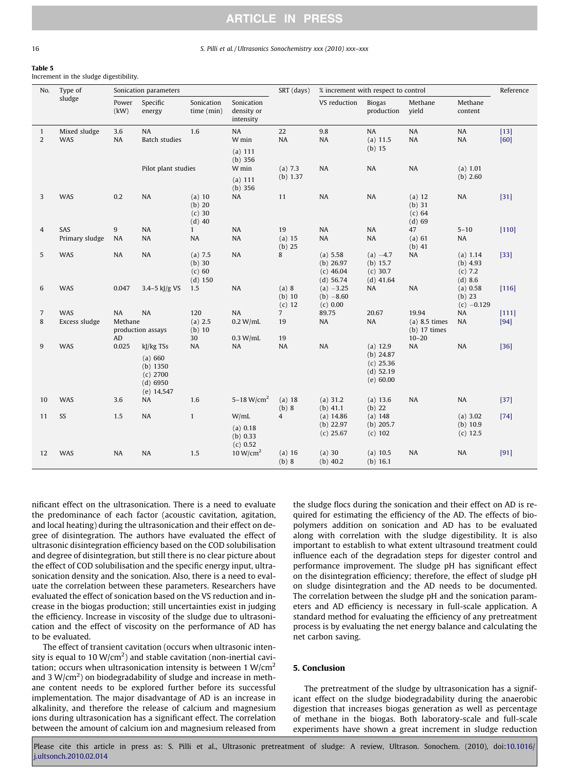**Table 5**
Increment in the sludge digestibility.

| No. | Type of sludge | Sonication parameters | | | | SRT (days) | % increment with respect to control | | | | Reference |
|---|---|---|---|---|---|---|---|---|---|---|---|
| | | Power (kW) | Specific energy | Sonication time (min) | Sonication density or intensity | | VS reduction | Biogas production | Methane yield | Methane content | |
| 1 | Mixed sludge | 3.6 | NA | 1.6 | NA | 22 | 9.8 | NA | NA | NA | [13] |
| 2 | WAS | NA | Batch studies | | W min (a) 111 (b) 356 | NA | NA | (a) 11.5 (b) 15 | NA | NA | [60] |
| | | | Pilot plant studies | | W min (a) 111 (b) 356 | (a) 7.3 (b) 1.37 | NA | NA | NA | (a) 1.01 (b) 2.60 | |
| 3 | WAS | 0.2 | NA | (a) 10 (b) 20 (c) 30 (d) 40 | NA | 11 | NA | NA | (a) 12 (b) 31 (c) 64 (d) 69 | NA | [31] |
| 4 | SAS | 9 | NA | 1 | NA | 19 | NA | NA | 47 | 5–10 | [110] |
| | Primary sludge | NA | NA | NA | NA | (a) 15 (b) 25 | NA | NA | (a) 61 (b) 41 | NA | |
| 5 | WAS | NA | NA | (a) 7.5 (b) 30 (c) 60 (d) 150 | NA | 8 | (a) 5.58 (b) 26.97 (c) 46.04 (d) 56.74 | (a) −4.7 (b) 15.7 (c) 30.7 (d) 41.64 | NA | (a) 1.14 (b) 4.93 (c) 7.2 (d) 8.6 | [33] |
| 6 | WAS | 0.047 | 3.4–5 kJ/g VS | 1.5 | NA | (a) 8 (b) 10 (c) 12 | (a) −3.25 (b) −8.60 (c) 0.00 | NA | NA | (a) 0.58 (b) 23 (c) −0.129 | [116] |
| 7 | WAS | NA | NA | 120 | NA | 7 | 89.75 | 20.67 | 19.94 | NA | [111] |
| 8 | Excess sludge | Methane production assays | | (a) 2.5 (b) 10 | 0.2 W/mL | 19 | NA | NA | (a) 8.5 times (b) 17 times | NA | [94] |
| | | AD | | 30 | 0.3 W/mL | 19 | | | 10–20 | | |
| 9 | WAS | 0.025 | kJ/kg TSs (a) 660 (b) 1350 (c) 2700 (d) 6950 (e) 14,547 | NA | NA | NA | NA | (a) 12.9 (b) 24.87 (c) 25.36 (d) 52.19 (e) 60.00 | NA | NA | [36] |
| 10 | WAS | 3.6 | NA | 1.6 | 5–18 W/cm$^2$ | (a) 18 (b) 8 | (a) 31.2 (b) 41.1 | (a) 13.6 (b) 22 | NA | NA | [37] |
| 11 | SS | 1.5 | NA | 1 | W/mL (a) 0.18 (b) 0.33 (c) 0.52 | 4 | (a) 14.86 (b) 22.97 (c) 25.67 | (a) 148 (b) 205.7 (c) 102 | | (a) 3.02 (b) 10.9 (c) 12.5 | [74] |
| 12 | WAS | NA | NA | 1.5 | 10 W/cm$^2$ | (a) 16 (b) 8 | (a) 30 (b) 40.2 | (a) 10.5 (b) 16.1 | NA | NA | [91] |

nificant effect on the ultrasonication. There is a need to evaluate the predominance of each factor (acoustic cavitation, agitation, and local heating) during the ultrasonication and their effect on degree of disintegration. The authors have evaluated the effect of ultrasonic disintegration efficiency based on the COD solubilisation and degree of disintegration, but still there is no clear picture about the effect of COD solubilisation and the specific energy input, ultrasonication density and the sonication. Also, there is a need to evaluate the correlation between these parameters. Researchers have evaluated the effect of sonication based on the VS reduction and increase in the biogas production; still uncertainties exist in judging the efficiency. Increase in viscosity of the sludge due to ultrasonication and the effect of viscosity on the performance of AD has to be evaluated.

The effect of transient cavitation (occurs when ultrasonic intensity is equal to 10 W/cm$^2$) and stable cavitation (non-inertial cavitation; occurs when ultrasonication intensity is between 1 W/cm$^2$ and 3 W/cm$^2$) on biodegradability of sludge and increase in methane content needs to be explored further before its successful implementation. The major disadvantage of AD is an increase in alkalinity, and therefore the release of calcium and magnesium ions during ultrasonication has a significant effect. The correlation between the amount of calcium ion and magnesium released from the sludge flocs during the sonication and their effect on AD is required for estimating the efficiency of the AD. The effects of biopolymers addition on sonication and AD has to be evaluated along with correlation with the sludge digestibility. It is also important to establish to what extent ultrasound treatment could influence each of the degradation steps for digester control and performance improvement. The sludge pH has significant effect on the disintegration efficiency; therefore, the effect of sludge pH on sludge disintegration and the AD needs to be documented. The correlation between the sludge pH and the sonication parameters and AD efficiency is necessary in full-scale application. A standard method for evaluating the efficiency of any pretreatment process is by evaluating the net energy balance and calculating the net carbon saving.

## 5. Conclusion

The pretreatment of the sludge by ultrasonication has a significant effect on the sludge biodegradability during the anaerobic digestion that increases biogas generation as well as percentage of methane in the biogas. Both laboratory-scale and full-scale experiments have shown a great increment in sludge reduction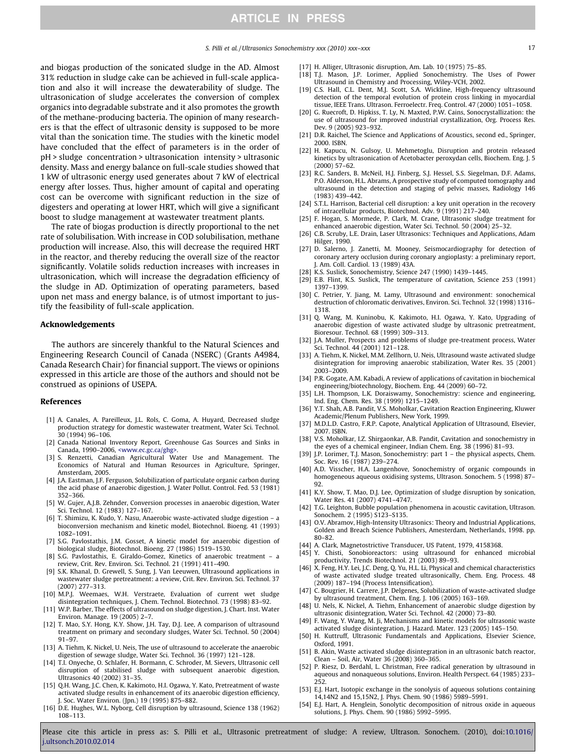and biogas production of the sonicated sludge in the AD. Almost 31% reduction in sludge cake can be achieved in full-scale application and also it will increase the dewaterability of sludge. The ultrasonication of sludge accelerates the conversion of complex organics into degradable substrate and it also promotes the growth of the methane-producing bacteria. The opinion of many researchers is that the effect of ultrasonic density is supposed to be more vital than the sonication time. The studies with the kinetic model have concluded that the effect of parameters is in the order of pH > sludge concentration > ultrasonication intensity > ultrasonic density. Mass and energy balance on full-scale studies showed that 1 kW of ultrasonic energy used generates about 7 kW of electrical energy after losses. Thus, higher amount of capital and operating cost can be overcome with significant reduction in the size of digesters and operating at lower HRT, which will give a significant boost to sludge management at wastewater treatment plants.

The rate of biogas production is directly proportional to the net rate of solubilisation. With increase in COD solubilisation, methane production will increase. Also, this will decrease the required HRT in the reactor, and thereby reducing the overall size of the reactor significantly. Volatile solids reduction increases with increases in ultrasonication, which will increase the degradation efficiency of the sludge in AD. Optimization of operating parameters, based upon net mass and energy balance, is of utmost important to justify the feasibility of full-scale application.

## Acknowledgements

The authors are sincerely thankful to the Natural Sciences and Engineering Research Council of Canada (NSERC) (Grants A4984, Canada Research Chair) for financial support. The views or opinions expressed in this article are those of the authors and should not be construed as opinions of USEPA.

## References

[1] A. Canales, A. Pareilleux, J.L. Rols, C. Goma, A. Huyard, Decreased sludge production strategy for domestic wastewater treatment, Water Sci. Technol. 30 (1994) 96–106.

[2] Canada National Inventory Report, Greenhouse Gas Sources and Sinks in Canada, 1990–2006, <www.ec.gc.ca/ghg>.

[3] S. Renzetti, Canadian Agricultural Water Use and Management. The Economics of Natural and Human Resources in Agriculture, Springer, Amsterdam, 2005.

[4] J.A. Eastman, J.F. Ferguson, Solubilization of particulate organic carbon during the acid phase of anaerobic digestion, J. Water Pollut. Control. Fed. 53 (1981) 352–366.

[5] W. Gujer, A.J.B. Zehnder, Conversion processes in anaerobic digestion, Water Sci. Technol. 12 (1983) 127–167.

[6] T. Shimizu, K. Kudo, Y. Nasu, Anaerobic waste-activated sludge digestion – a bioconversion mechanism and kinetic model, Biotechnol. Bioeng. 41 (1993) 1082–1091.

[7] S.G. Pavlostathis, J.M. Gosset, A kinetic model for anaerobic digestion of biological sludge, Biotechnol. Bioeng. 27 (1986) 1519–1530.

[8] S.G. Pavlostathis, E. Giraldo-Gomez, Kinetics of anaerobic treatment – a review, Crit. Rev. Environ. Sci. Technol. 21 (1991) 411–490.

[9] S.K. Khanal, D. Grewell, S. Sung, J. Van Leeuwen, Ultrasound applications in wastewater sludge pretreatment: a review, Crit. Rev. Environ. Sci. Technol. 37 (2007) 277–313.

[10] M.P.J. Weemaes, W.H. Verstraete, Evaluation of current wet sludge disintegration techniques, J. Chem. Technol. Biotechnol. 73 (1998) 83–92.

[11] W.P. Barber, The effects of ultrasound on sludge digestion, J. Chart. Inst. Water Environ. Manage. 19 (2005) 2–7.

[12] T. Mao, S.Y. Hong, K.Y. Show, J.H. Tay, D.J. Lee, A comparison of ultrasound treatment on primary and secondary sludges, Water Sci. Technol. 50 (2004) 91–97.

[13] A. Tiehm, K. Nickel, U. Neis, The use of ultrasound to accelerate the anaerobic digestion of sewage sludge, Water Sci. Technol. 36 (1997) 121–128.

[14] T.I. Onyeche, O. Schlafer, H. Bormann, C. Schroder, M. Sievers, Ultrasonic cell disruption of stabilised sludge with subsequent anaerobic digestion, Ultrasonics 40 (2002) 31–35.

[15] Q.H. Wang, J.C. Chen, K. Kakimoto, H.I. Ogawa, Y. Kato, Pretreatment of waste activated sludge results in enhancement of its anaerobic digestion efficiency, J. Soc. Water Environ. (Jpn.) 19 (1995) 875–882.

[16] D.E. Hughes, W.L. Nyborg, Cell disruption by ultrasound, Science 138 (1962) 108–113.

[17] H. Alliger, Ultrasonic disruption, Am. Lab. 10 (1975) 75–85.

[18] T.J. Mason, J.P. Lorimer, Applied Sonochemistry. The Uses of Power Ultrasound in Chemistry and Processing, Wiley-VCH, 2002.

[19] C.S. Hall, C.L. Dent, M.J. Scott, S.A. Wickline, High-frequency ultrasound detection of the temporal evolution of protein cross linking in myocardial tissue, IEEE Trans. Ultrason. Ferroelectr. Freq. Control. 47 (2000) 1051–1058.

[20] G. Ruecroft, D. Hipkiss, T. Ly, N. Maxted, P.W. Cains, Sonocrystallization: the use of ultrasound for improved industrial crystallization, Org. Process Res. Dev. 9 (2005) 923–932.

[21] D.R. Raichel, The Science and Applications of Acoustics, second ed., Springer, 2000. ISBN.

[22] H. Kapucu, N. Gulsoy, U. Mehmetoglu, Disruption and protein released kinetics by ultrasonication of Acetobacter peroxydan cells, Biochem. Eng. J. 5 (2000) 57–62.

[23] R.C. Sanders, B. McNeil, H.J. Finberg, S.J. Hessel, S.S. Siegelman, D.F. Adams, P.O. Alderson, H.L. Abrams, A prospective study of computed tomography and ultrasound in the detection and staging of pelvic masses, Radiology 146 (1983) 439–442.

[24] S.T.L. Harrison, Bacterial cell disruption: a key unit operation in the recovery of intracellular products, Biotechnol. Adv. 9 (1991) 217–240.

[25] F. Hogan, S. Mormede, P. Clark, M. Crane, Ultrasonic sludge treatment for enhanced anaerobic digestion, Water Sci. Technol. 50 (2004) 25–32.

[26] C.B. Scruby, L.E. Drain, Laser Ultrasonics: Techniques and Applications, Adam Hilger, 1990.

[27] D. Salerno, J. Zanetti, M. Mooney, Seismocardiography for detection of coronary artery occlusion during coronary angioplasty: a preliminary report, J. Am. Coll. Cardiol. 13 (1989) 43A.

[28] K.S. Suslick, Sonochemistry, Science 247 (1990) 1439–1445.

[29] E.B. Flint, K.S. Suslick, The temperature of cavitation, Science 253 (1991) 1397–1399.

[30] C. Petrier, Y. Jiang, M. Lamy, Ultrasound and environment: sonochemical destruction of chloromatic derivatives, Environ. Sci. Technol. 32 (1998) 1316–1318.

[31] Q. Wang, M. Kuninobu, K. Kakimoto, H.I. Ogawa, Y. Kato, Upgrading of anaerobic digestion of waste activated sludge by ultrasonic pretreatment, Bioresour. Technol. 68 (1999) 309–313.

[32] J.A. Muller, Prospects and problems of sludge pre-treatment process, Water Sci. Technol. 44 (2001) 121–128.

[33] A. Tiehm, K. Nickel, M.M. Zellhorn, U. Neis, Ultrasound waste activated sludge disintegration for improving anaerobic stabilization, Water Res. 35 (2001) 2003–2009.

[34] P.R. Gogate, A.M. Kabadi, A review of applications of cavitation in biochemical engineering/biotechnology, Biochem. Eng. 44 (2009) 60–72.

[35] L.H. Thompson, L.K. Doraiswamy, Sonochemistry: science and engineering, Ind. Eng. Chem. Res. 38 (1999) 1215–1249.

[36] Y.T. Shah, A.B. Pandit, V.S. Moholkar, Cavitation Reaction Engineering, Kluwer Academic/Plenum Publishers, New York, 1999.

[37] M.D.L.D. Castro, F.R.P. Capote, Analytical Application of Ultrasound, Elsevier, 2007. ISBN.

[38] V.S. Moholkar, I.Z. Shirgaonkar, A.B. Pandit, Cavitation and sonochemistry in the eyes of a chemical engineer, Indian Chem. Eng. 38 (1996) 81–93.

[39] J.P. Lorimer, T.J. Mason, Sonochemistry: part 1 – the physical aspects, Chem. Soc. Rev. 16 (1987) 239–274.

[40] A.D. Visscher, H.A. Langenhove, Sonochemistry of organic compounds in homogeneous aqueous oxidising systems, Ultrason. Sonochem. 5 (1998) 87–92.

[41] K.Y. Show, T. Mao, D.J. Lee, Optimization of sludge disruption by sonication, Water Res. 41 (2007) 4741–4747.

[42] T.G. Leighton, Bubble population phenomena in acoustic cavitation, Ultrason. Sonochem. 2 (1995) S123–S135.

[43] O.V. Abramov, High-Intensity Ultrasonics: Theory and Industrial Applications, Golden and Breach Science Publishers, Amesterdam, Netherlands, 1998. pp. 80–82.

[44] A. Clark, Magnetostrictive Transducer, US Patent, 1979, 4158368.

[45] Y. Chisti, Sonobioreactors: using ultrasound for enhanced microbial productivity, Trends Biotechnol. 21 (2003) 89–93.

[46] X. Feng, H.Y. Lei, J.C. Deng, Q. Yu, H.L. Li, Physical and chemical characteristics of waste activated sludge treated ultrasonically, Chem. Eng. Process. 48 (2009) 187–194 (Process Intensification).

[47] C. Bougrier, H. Carrere, J.P. Delgenes, Solubilization of waste-activated sludge by ultrasound treatment, Chem. Eng. J. 106 (2005) 163–169.

[48] U. Nels, K. Nickel, A. Tiehm, Enhancement of anaerobic sludge digestion by ultrasonic disintegration, Water Sci. Technol. 42 (2000) 73–80.

[49] F. Wang, Y. Wang, M. Ji, Mechanisms and kinetic models for ultrasonic waste activated sludge disintegration, J. Hazard. Mater. 123 (2005) 145–150.

[50] H. Kuttruff, Ultrasonic Fundamentals and Applications, Elsevier Science, Oxford, 1991.

[51] B. Akin, Waste activated sludge disintegration in an ultrasonic batch reactor, Clean – Soil, Air, Water 36 (2008) 360–365.

[52] P. Riesz, D. Berdahl, L. Christman, Free radical generation by ultrasound in aqueous and nonaqueous solutions, Environ. Health Perspect. 64 (1985) 233–252.

[53] E.J. Hart, Isotopic exchange in the sonolysis of aqueous solutions containing 14,14N2 and 15,15N2, J. Phys. Chem. 90 (1986) 5989–5991.

[54] E.J. Hart, A. Henglein, Sonolytic decomposition of nitrous oxide in aqueous solutions, J. Phys. Chem. 90 (1986) 5992–5995.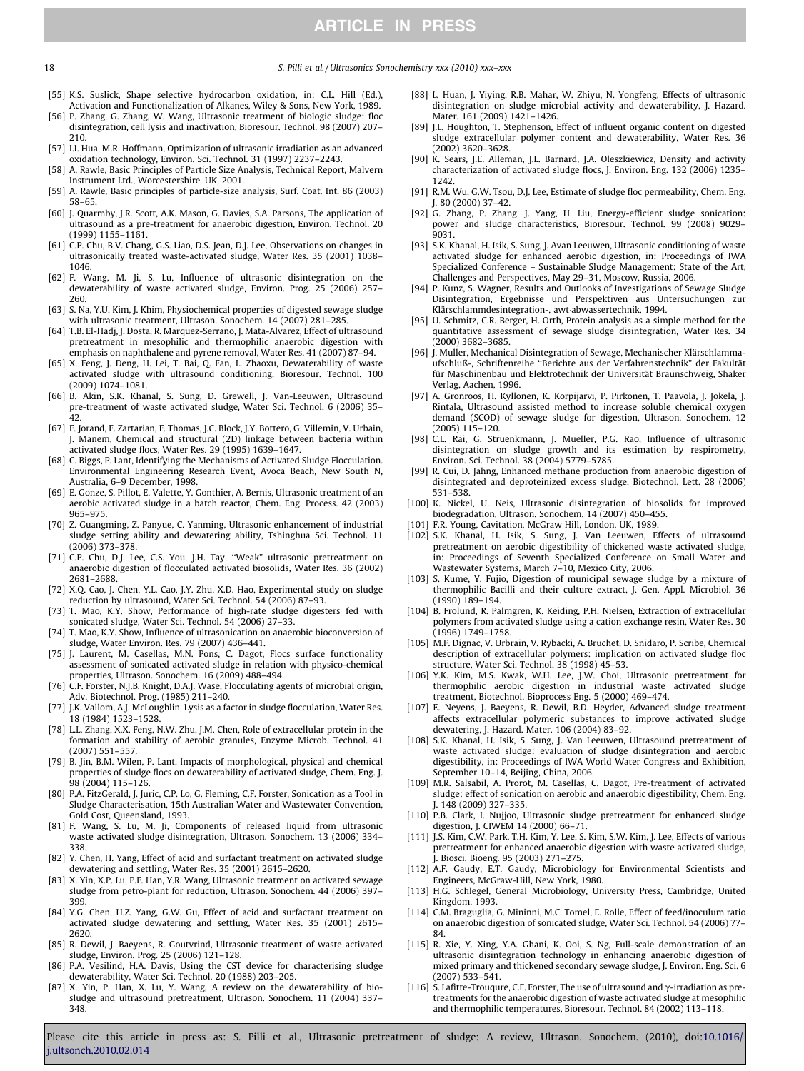[55] K.S. Suslick, Shape selective hydrocarbon oxidation, in: C.L. Hill (Ed.), Activation and Functionalization of Alkanes, Wiley & Sons, New York, 1989.

[56] P. Zhang, G. Zhang, W. Wang, Ultrasonic treatment of biologic sludge: floc disintegration, cell lysis and inactivation, Bioresour. Technol. 98 (2007) 207–210.

[57] I.I. Hua, M.R. Hoffmann, Optimization of ultrasonic irradiation as an advanced oxidation technology, Environ. Sci. Technol. 31 (1997) 2237–2243.

[58] A. Rawle, Basic Principles of Particle Size Analysis, Technical Report, Malvern Instrument Ltd., Worcestershire, UK, 2001.

[59] A. Rawle, Basic principles of particle-size analysis, Surf. Coat. Int. 86 (2003) 58–65.

[60] J. Quarmby, J.R. Scott, A.K. Mason, G. Davies, S.A. Parsons, The application of ultrasound as a pre-treatment for anaerobic digestion, Environ. Technol. 20 (1999) 1155–1161.

[61] C.P. Chu, B.V. Chang, G.S. Liao, D.S. Jean, D.J. Lee, Observations on changes in ultrasonically treated waste-activated sludge, Water Res. 35 (2001) 1038–1046.

[62] F. Wang, M. Ji, S. Lu, Influence of ultrasonic disintegration on the dewaterability of waste activated sludge, Environ. Prog. 25 (2006) 257–260.

[63] S. Na, Y.U. Kim, J. Khim, Physiochemical properties of digested sewage sludge with ultrasonic treatment, Ultrason. Sonochem. 14 (2007) 281–285.

[64] T.B. El-Hadj, J. Dosta, R. Marquez-Serrano, J. Mata-Alvarez, Effect of ultrasound pretreatment in mesophilic and thermophilic anaerobic digestion with emphasis on naphthalene and pyrene removal, Water Res. 41 (2007) 87–94.

[65] X. Feng, J. Deng, H. Lei, T. Bai, Q. Fan, L. Zhaoxu, Dewaterability of waste activated sludge with ultrasound conditioning, Bioresour. Technol. 100 (2009) 1074–1081.

[66] B. Akin, S.K. Khanal, S. Sung, D. Grewell, J. Van-Leeuwen, Ultrasound pre-treatment of waste activated sludge, Water Sci. Technol. 6 (2006) 35–42.

[67] F. Jorand, F. Zartarian, F. Thomas, J.C. Block, J.Y. Bottero, G. Villemin, V. Urbain, J. Manem, Chemical and structural (2D) linkage between bacteria within activated sludge flocs, Water Res. 29 (1995) 1639–1647.

[68] C. Biggs, P. Lant, Identifying the Mechanisms of Activated Sludge Flocculation. Environmental Engineering Research Event, Avoca Beach, New South N, Australia, 6–9 December, 1998.

[69] E. Gonze, S. Pillot, E. Valette, Y. Gonthier, A. Bernis, Ultrasonic treatment of an aerobic activated sludge in a batch reactor, Chem. Eng. Process. 42 (2003) 965–975.

[70] Z. Guangming, Z. Panyue, C. Yanming, Ultrasonic enhancement of industrial sludge setting ability and dewatering ability, Tshinghua Sci. Technol. 11 (2006) 373–378.

[71] C.P. Chu, D.J. Lee, C.S. You, J.H. Tay, "Weak" ultrasonic pretreatment on anaerobic digestion of flocculated activated biosolids, Water Res. 36 (2002) 2681–2688.

[72] X.Q. Cao, J. Chen, Y.L. Cao, J.Y. Zhu, X.D. Hao, Experimental study on sludge reduction by ultrasound, Water Sci. Technol. 54 (2006) 87–93.

[73] T. Mao, K.Y. Show, Performance of high-rate sludge digesters fed with sonicated sludge, Water Sci. Technol. 54 (2006) 27–33.

[74] T. Mao, K.Y. Show, Influence of ultrasonication on anaerobic bioconversion of sludge, Water Environ. Res. 79 (2007) 436–441.

[75] J. Laurent, M. Casellas, M.N. Pons, C. Dagot, Flocs surface functionality assessment of sonicated activated sludge in relation with physico-chemical properties, Ultrason. Sonochem. 16 (2009) 488–494.

[76] C.F. Forster, N.J.B. Knight, D.A.J. Wase, Flocculating agents of microbial origin, Adv. Biotechnol. Prog. (1985) 211–240.

[77] J.K. Vallom, A.J. McLoughlin, Lysis as a factor in sludge flocculation, Water Res. 18 (1984) 1523–1528.

[78] L.L. Zhang, X.X. Feng, N.W. Zhu, J.M. Chen, Role of extracellular protein in the formation and stability of aerobic granules, Enzyme Microb. Technol. 41 (2007) 551–557.

[79] B. Jin, B.M. Wilen, P. Lant, Impacts of morphological, physical and chemical properties of sludge flocs on dewaterability of activated sludge, Chem. Eng. J. 98 (2004) 115–126.

[80] P.A. FitzGerald, J. Juric, C.P. Lo, G. Fleming, C.F. Forster, Sonication as a Tool in Sludge Characterisation, 15th Australian Water and Wastewater Convention, Gold Cost, Queensland, 1993.

[81] F. Wang, S. Lu, M. Ji, Components of released liquid from ultrasonic waste activated sludge disintegration, Ultrason. Sonochem. 13 (2006) 334–338.

[82] Y. Chen, H. Yang, Effect of acid and surfactant treatment on activated sludge dewatering and settling, Water Res. 35 (2001) 2615–2620.

[83] X. Yin, X.P. Lu, P.F. Han, Y.R. Wang, Ultrasonic treatment on activated sewage sludge from petro-plant for reduction, Ultrason. Sonochem. 44 (2006) 397–399.

[84] Y.G. Chen, H.Z. Yang, G.W. Gu, Effect of acid and surfactant treatment on activated sludge dewatering and settling, Water Res. 35 (2001) 2615–2620.

[85] R. Dewil, J. Baeyens, R. Goutvrind, Ultrasonic treatment of waste activated sludge, Environ. Prog. 25 (2006) 121–128.

[86] P.A. Vesilind, H.A. Davis, Using the CST device for characterising sludge dewaterability, Water Sci. Technol. 20 (1988) 203–205.

[87] X. Yin, P. Han, X. Lu, Y. Wang, A review on the dewaterability of bio-sludge and ultrasound pretreatment, Ultrason. Sonochem. 11 (2004) 337–348.

[88] L. Huan, J. Yiying, R.B. Mahar, W. Zhiyu, N. Yongfeng, Effects of ultrasonic disintegration on sludge microbial activity and dewaterability, J. Hazard. Mater. 161 (2009) 1421–1426.

[89] J.L. Houghton, T. Stephenson, Effect of influent organic content on digested sludge extracellular polymer content and dewaterability, Water Res. 36 (2002) 3620–3628.

[90] K. Sears, J.E. Alleman, J.L. Barnard, J.A. Oleszkiewicz, Density and activity characterization of activated sludge flocs, J. Environ. Eng. 132 (2006) 1235–1242.

[91] R.M. Wu, G.W. Tsou, D.J. Lee, Estimate of sludge floc permeability, Chem. Eng. J. 80 (2000) 37–42.

[92] G. Zhang, P. Zhang, J. Yang, H. Liu, Energy-efficient sludge sonication: power and sludge characteristics, Bioresour. Technol. 99 (2008) 9029–9031.

[93] S.K. Khanal, H. Isik, S. Sung, J. Avan Leeuwen, Ultrasonic conditioning of waste activated sludge for enhanced aerobic digestion, in: Proceedings of IWA Specialized Conference – Sustainable Sludge Management: State of the Art, Challenges and Perspectives, May 29–31, Moscow, Russia, 2006.

[94] P. Kunz, S. Wagner, Results and Outlooks of Investigations of Sewage Sludge Disintegration, Ergebnisse und Perspektiven aus Untersuchungen zur Klärschlammdesintegration-, awt·abwassertechnik, 1994.

[95] U. Schmitz, C.R. Berger, H. Orth, Protein analysis as a simple method for the quantitative assessment of sewage sludge disintegration, Water Res. 34 (2000) 3682–3685.

[96] J. Muller, Mechanical Disintegration of Sewage, Mechanischer Klärschlammaufschluß-, Schriftenreihe "Berichte aus der Verfahrenstechnik" der Fakultät für Maschinenbau und Elektrotechnik der Universität Braunschweig, Shaker Verlag, Aachen, 1996.

[97] A. Gronroos, H. Kyllonen, K. Korpijarvi, P. Pirkonen, T. Paavola, J. Jokela, J. Rintala, Ultrasound assisted method to increase soluble chemical oxygen demand (SCOD) of sewage sludge for digestion, Ultrason. Sonochem. 12 (2005) 115–120.

[98] C.L. Rai, G. Struenkmann, J. Mueller, P.G. Rao, Influence of ultrasonic disintegration on sludge growth and its estimation by respirometry, Environ. Sci. Technol. 38 (2004) 5779–5785.

[99] R. Cui, D. Jahng, Enhanced methane production from anaerobic digestion of disintegrated and deproteinized excess sludge, Biotechnol. Lett. 28 (2006) 531–538.

[100] K. Nickel, U. Neis, Ultrasonic disintegration of biosolids for improved biodegradation, Ultrason. Sonochem. 14 (2007) 450–455.

[101] F.R. Young, Cavitation, McGraw Hill, London, UK, 1989.

[102] S.K. Khanal, H. Isik, S. Sung, J. Van Leeuwen, Effects of ultrasound pretreatment on aerobic digestibility of thickened waste activated sludge, in: Proceedings of Seventh Specialized Conference on Small Water and Wastewater Systems, March 7–10, Mexico City, 2006.

[103] S. Kume, Y. Fujio, Digestion of municipal sewage sludge by a mixture of thermophilic Bacilli and their culture extract, J. Gen. Appl. Microbiol. 36 (1990) 189–194.

[104] B. Frolund, R. Palmgren, K. Keiding, P.H. Nielsen, Extraction of extracellular polymers from activated sludge using a cation exchange resin, Water Res. 30 (1996) 1749–1758.

[105] M.F. Dignac, V. Urbain, V. Rybacki, A. Bruchet, D. Snidaro, P. Scribe, Chemical description of extracellular polymers: implication on activated sludge floc structure, Water Sci. Technol. 38 (1998) 45–53.

[106] Y.K. Kim, M.S. Kwak, W.H. Lee, J.W. Choi, Ultrasonic pretreatment for thermophilic aerobic digestion in industrial waste activated sludge treatment, Biotechnol. Bioprocess Eng. 5 (2000) 469–474.

[107] E. Neyens, J. Baeyens, R. Dewil, B.D. Heyder, Advanced sludge treatment affects extracellular polymeric substances to improve activated sludge dewatering, J. Hazard. Mater. 106 (2004) 83–92.

[108] S.K. Khanal, H. Isik, S. Sung, J. Van Leeuwen, Ultrasound pretreatment of waste activated sludge: evaluation of sludge disintegration and aerobic digestibility, in: Proceedings of IWA World Water Congress and Exhibition, September 10–14, Beijing, China, 2006.

[109] M.R. Salsabil, A. Prorot, M. Casellas, C. Dagot, Pre-treatment of activated sludge: effect of sonication on aerobic and anaerobic digestibility, Chem. Eng. J. 148 (2009) 327–335.

[110] P.B. Clark, I. Nujjoo, Ultrasonic sludge pretreatment for enhanced sludge digestion, J. CIWEM 14 (2000) 66–71.

[111] J.S. Kim, C.W. Park, T.H. Kim, Y. Lee, S. Kim, S.W. Kim, J. Lee, Effects of various pretreatment for enhanced anaerobic digestion with waste activated sludge, J. Biosci. Bioeng. 95 (2003) 271–275.

[112] A.F. Gaudy, E.T. Gaudy, Microbiology for Environmental Scientists and Engineers, McGraw-Hill, New York, 1980.

[113] H.G. Schlegel, General Microbiology, University Press, Cambridge, United Kingdom, 1993.

[114] C.M. Braguglia, G. Mininni, M.C. Tomel, E. Rolle, Effect of feed/inoculum ratio on anaerobic digestion of sonicated sludge, Water Sci. Technol. 54 (2006) 77–84.

[115] R. Xie, Y. Xing, Y.A. Ghani, K. Ooi, S. Ng, Full-scale demonstration of an ultrasonic disintegration technology in enhancing anaerobic digestion of mixed primary and thickened secondary sewage sludge, J. Environ. Eng. Sci. 6 (2007) 533–541.

[116] S. Lafitte-Trouqure, C.F. Forster, The use of ultrasound and $\gamma$-irradiation as pre-treatments for the anaerobic digestion of waste activated sludge at mesophilic and thermophilic temperatures, Bioresour. Technol. 84 (2002) 113–118.